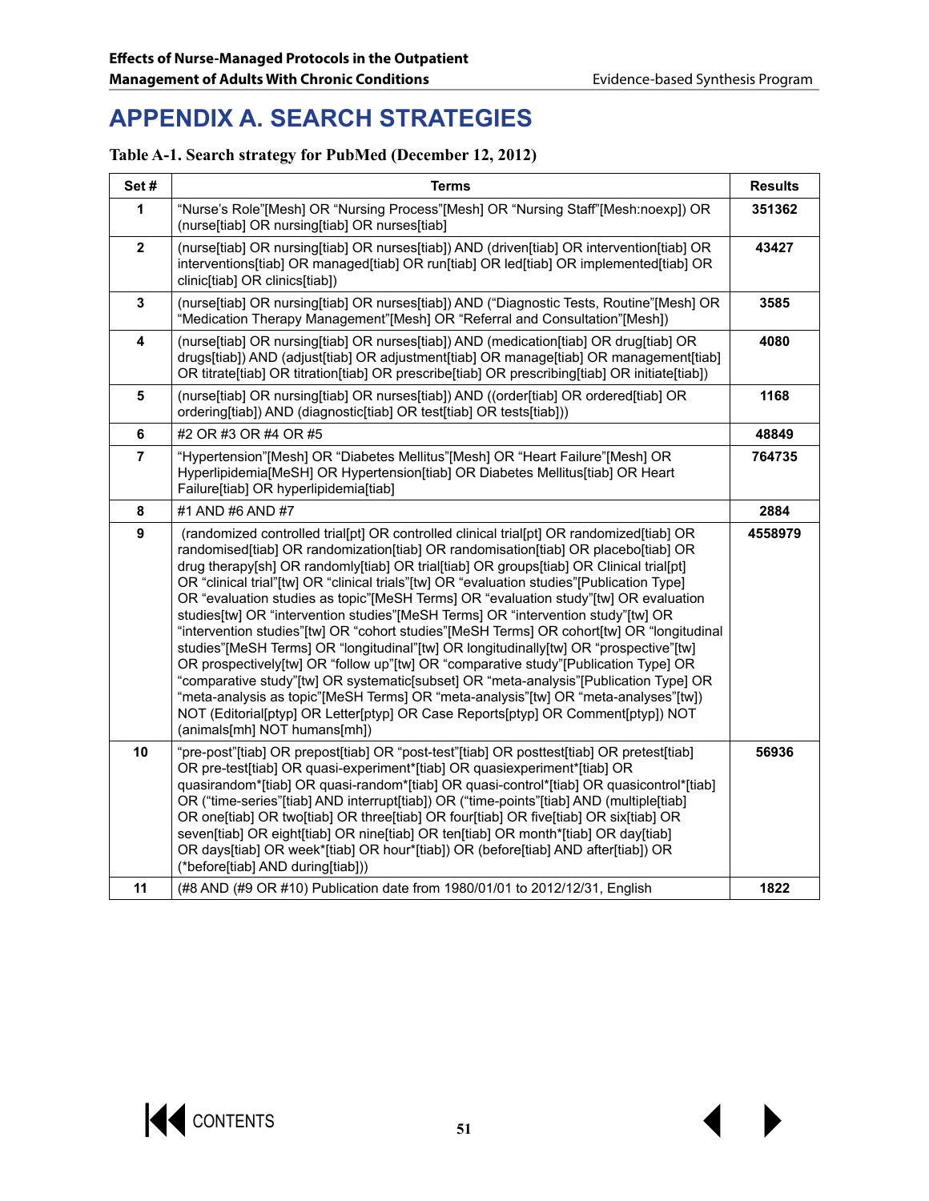# APPENDIX A. SEARCH STRATEGIES

**Table A-1. Search strategy for PubMed (December 12, 2012)**

| Set # | Terms | Results |
|---|---|---|
| 1 | "Nurse's Role"[Mesh] OR "Nursing Process"[Mesh] OR "Nursing Staff"[Mesh:noexp]) OR (nurse[tiab] OR nursing[tiab] OR nurses[tiab] | 351362 |
| 2 | (nurse[tiab] OR nursing[tiab] OR nurses[tiab]) AND (driven[tiab] OR intervention[tiab] OR interventions[tiab] OR managed[tiab] OR run[tiab] OR led[tiab] OR implemented[tiab] OR clinic[tiab] OR clinics[tiab]) | 43427 |
| 3 | (nurse[tiab] OR nursing[tiab] OR nurses[tiab]) AND ("Diagnostic Tests, Routine"[Mesh] OR "Medication Therapy Management"[Mesh] OR "Referral and Consultation"[Mesh]) | 3585 |
| 4 | (nurse[tiab] OR nursing[tiab] OR nurses[tiab]) AND (medication[tiab] OR drug[tiab] OR drugs[tiab]) AND (adjust[tiab] OR adjustment[tiab] OR manage[tiab] OR management[tiab] OR titrate[tiab] OR titration[tiab] OR prescribe[tiab] OR prescribing[tiab] OR initiate[tiab]) | 4080 |
| 5 | (nurse[tiab] OR nursing[tiab] OR nurses[tiab]) AND ((order[tiab] OR ordered[tiab] OR ordering[tiab]) AND (diagnostic[tiab] OR test[tiab] OR tests[tiab])) | 1168 |
| 6 | #2 OR #3 OR #4 OR #5 | 48849 |
| 7 | "Hypertension"[Mesh] OR "Diabetes Mellitus"[Mesh] OR "Heart Failure"[Mesh] OR Hyperlipidemia[MeSH] OR Hypertension[tiab] OR Diabetes Mellitus[tiab] OR Heart Failure[tiab] OR hyperlipidemia[tiab] | 764735 |
| 8 | #1 AND #6 AND #7 | 2884 |
| 9 | (randomized controlled trial[pt] OR controlled clinical trial[pt] OR randomized[tiab] OR randomised[tiab] OR randomization[tiab] OR randomisation[tiab] OR placebo[tiab] OR drug therapy[sh] OR randomly[tiab] OR trial[tiab] OR groups[tiab] OR Clinical trial[pt] OR "clinical trial"[tw] OR "clinical trials"[tw] OR "evaluation studies"[Publication Type] OR "evaluation studies as topic"[MeSH Terms] OR "evaluation study"[tw] OR evaluation studies[tw] OR "intervention studies"[MeSH Terms] OR "intervention study"[tw] OR "intervention studies"[tw] OR "cohort studies"[MeSH Terms] OR cohort[tw] OR "longitudinal studies"[MeSH Terms] OR "longitudinal"[tw] OR longitudinally[tw] OR "prospective"[tw] OR prospectively[tw] OR "follow up"[tw] OR "comparative study"[Publication Type] OR "comparative study"[tw] OR systematic[subset] OR "meta-analysis"[Publication Type] OR "meta-analysis as topic"[MeSH Terms] OR "meta-analysis"[tw] OR "meta-analyses"[tw]) NOT (Editorial[ptyp] OR Letter[ptyp] OR Case Reports[ptyp] OR Comment[ptyp]) NOT (animals[mh] NOT humans[mh]) | 4558979 |
| 10 | "pre-post"[tiab] OR prepost[tiab] OR "post-test"[tiab] OR posttest[tiab] OR pretest[tiab] OR pre-test[tiab] OR quasi-experiment*[tiab] OR quasiexperiment*[tiab] OR quasirandom*[tiab] OR quasi-random*[tiab] OR quasi-control*[tiab] OR quasicontrol*[tiab] OR ("time-series"[tiab] AND interrupt[tiab]) OR ("time-points"[tiab] AND (multiple[tiab] OR one[tiab] OR two[tiab] OR three[tiab] OR four[tiab] OR five[tiab] OR six[tiab] OR seven[tiab] OR eight[tiab] OR nine[tiab] OR ten[tiab] OR month*[tiab] OR day[tiab] OR days[tiab] OR week*[tiab] OR hour*[tiab]) OR (before[tiab] AND after[tiab]) OR (*before[tiab] AND during[tiab])) | 56936 |
| 11 | (#8 AND (#9 OR #10) Publication date from 1980/01/01 to 2012/12/31, English | 1822 |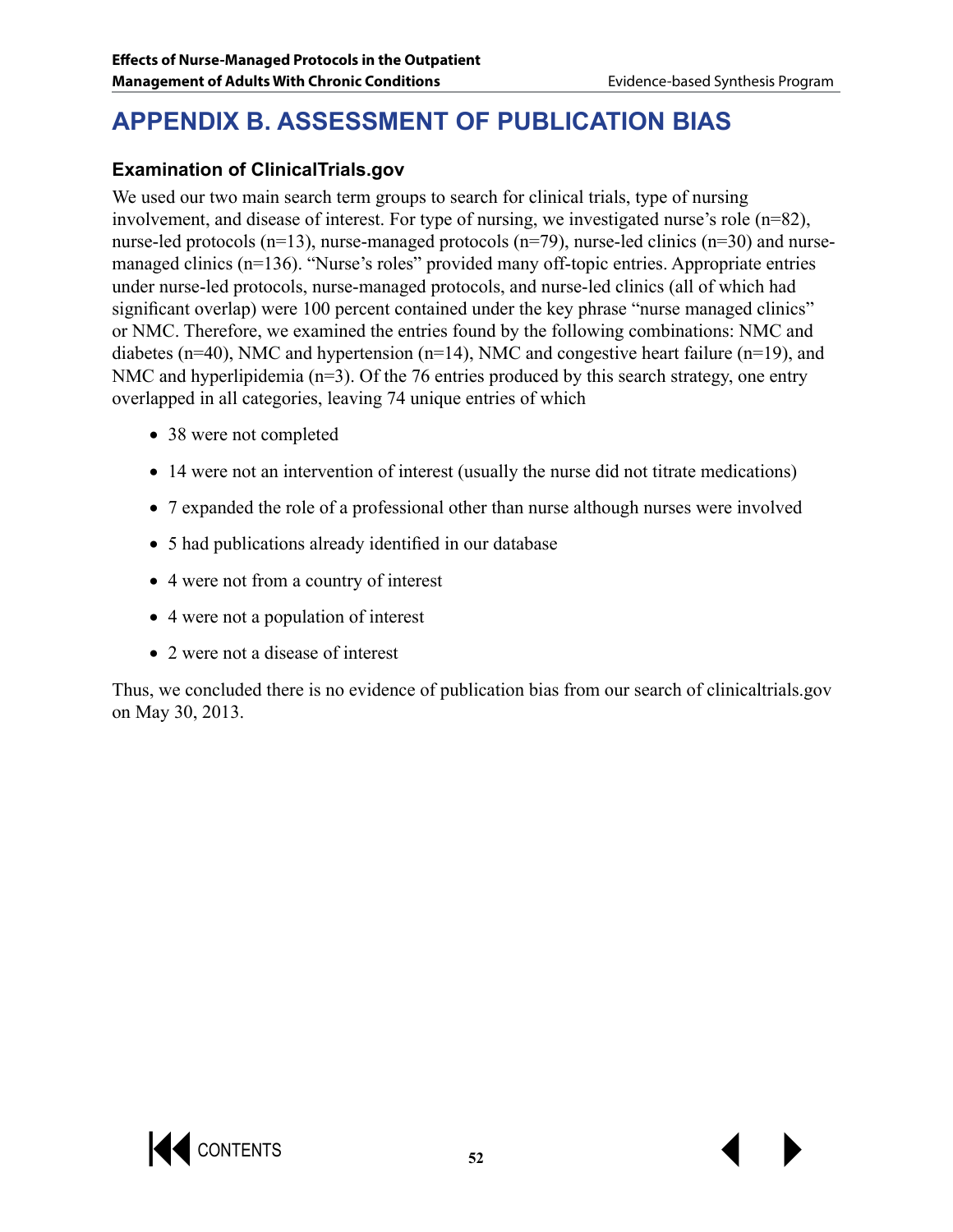# APPENDIX B. ASSESSMENT OF PUBLICATION BIAS

### Examination of ClinicalTrials.gov

We used our two main search term groups to search for clinical trials, type of nursing involvement, and disease of interest. For type of nursing, we investigated nurse's role (n=82), nurse-led protocols (n=13), nurse-managed protocols (n=79), nurse-led clinics (n=30) and nurse-managed clinics (n=136). "Nurse's roles" provided many off-topic entries. Appropriate entries under nurse-led protocols, nurse-managed protocols, and nurse-led clinics (all of which had significant overlap) were 100 percent contained under the key phrase "nurse managed clinics" or NMC. Therefore, we examined the entries found by the following combinations: NMC and diabetes (n=40), NMC and hypertension (n=14), NMC and congestive heart failure (n=19), and NMC and hyperlipidemia (n=3). Of the 76 entries produced by this search strategy, one entry overlapped in all categories, leaving 74 unique entries of which

- 38 were not completed
- 14 were not an intervention of interest (usually the nurse did not titrate medications)
- 7 expanded the role of a professional other than nurse although nurses were involved
- 5 had publications already identified in our database
- 4 were not from a country of interest
- 4 were not a population of interest
- 2 were not a disease of interest

Thus, we concluded there is no evidence of publication bias from our search of clinicaltrials.gov on May 30, 2013.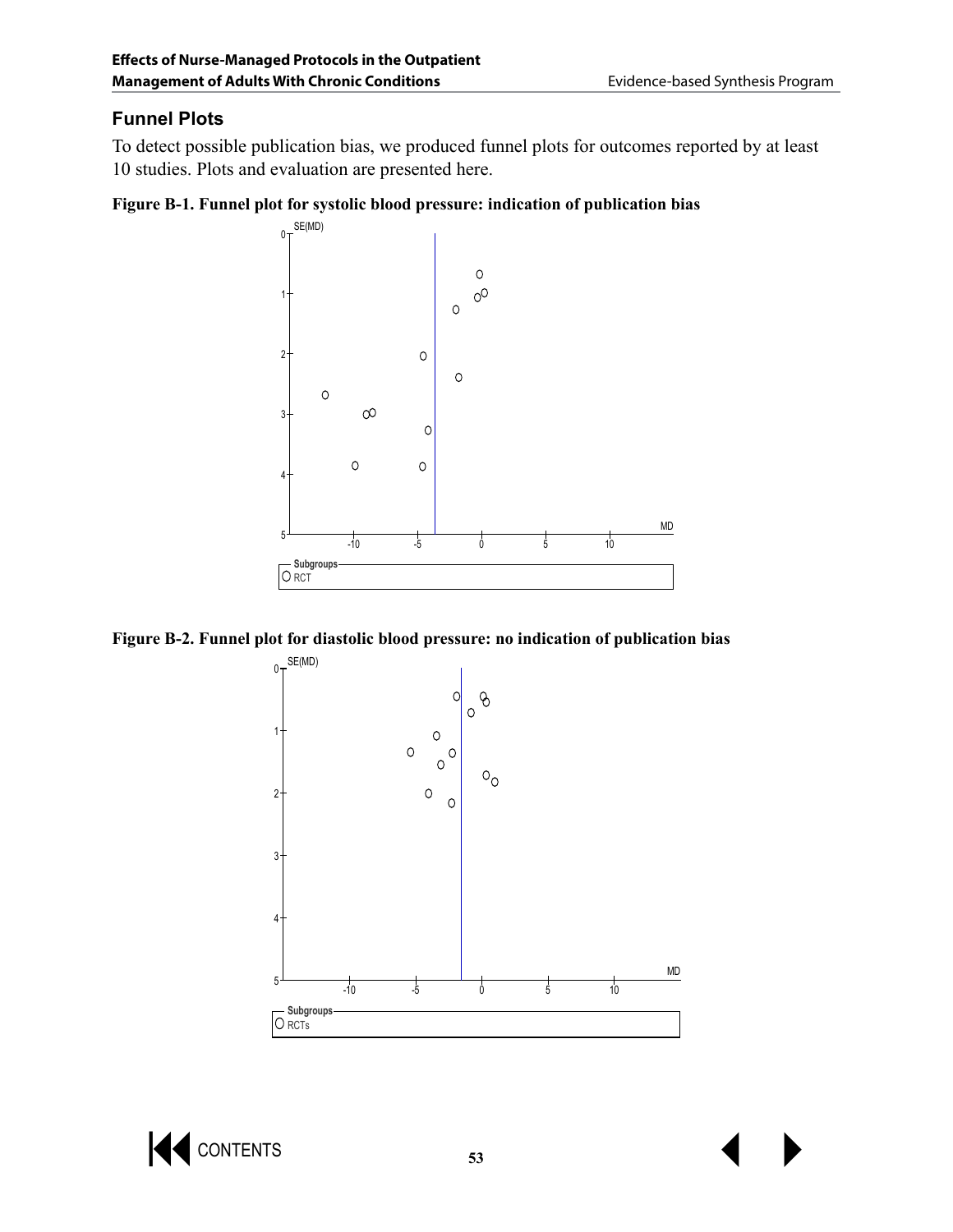## Funnel Plots

To detect possible publication bias, we produced funnel plots for outcomes reported by at least 10 studies. Plots and evaluation are presented here.

**Figure B-1. Funnel plot for systolic blood pressure: indication of publication bias**

**Figure B-2. Funnel plot for diastolic blood pressure: no indication of publication bias**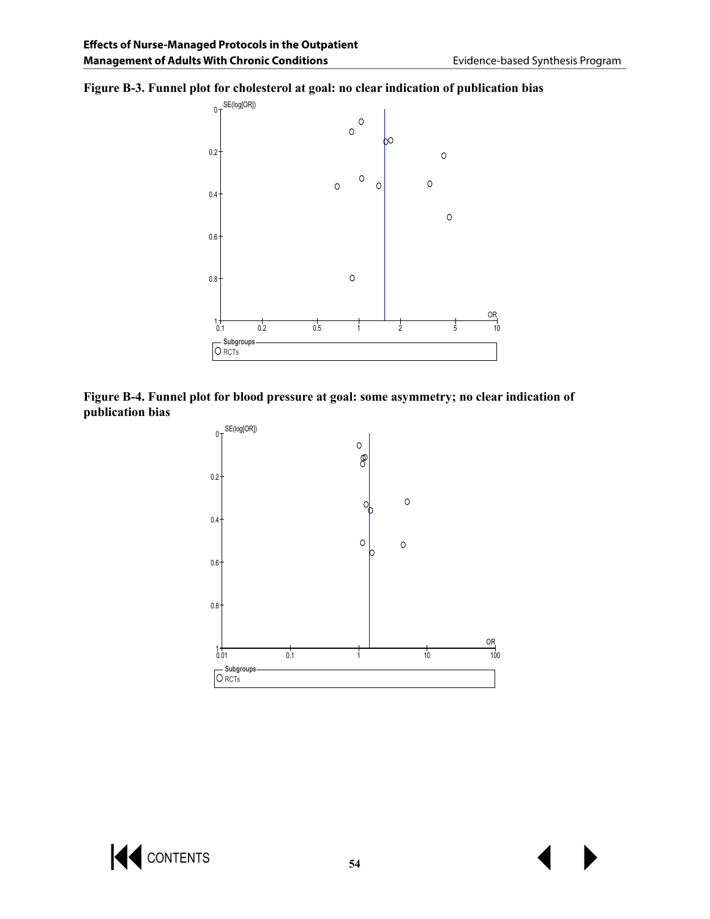**Figure B-3. Funnel plot for cholesterol at goal: no clear indication of publication bias**

**Figure B-4. Funnel plot for blood pressure at goal: some asymmetry; no clear indication of publication bias**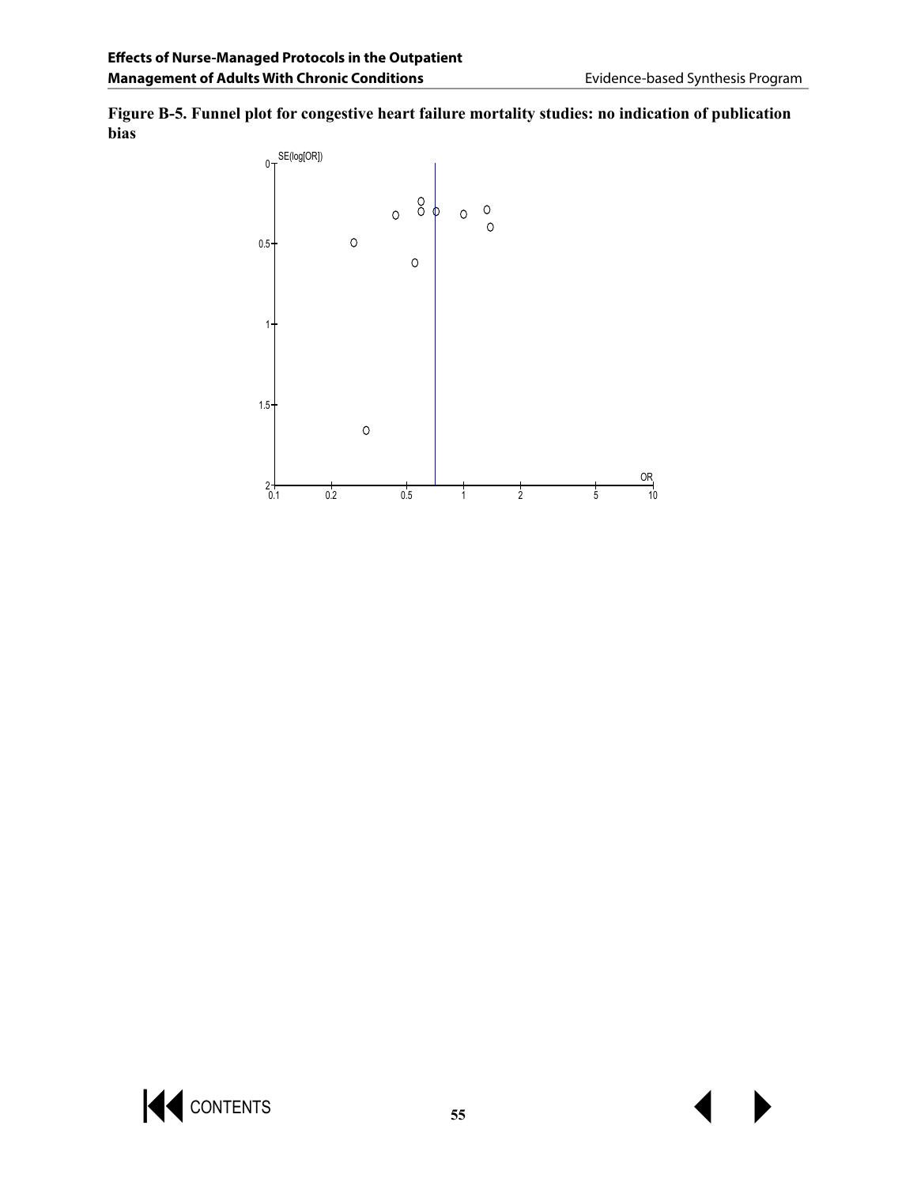**Figure B-5. Funnel plot for congestive heart failure mortality studies: no indication of publication bias**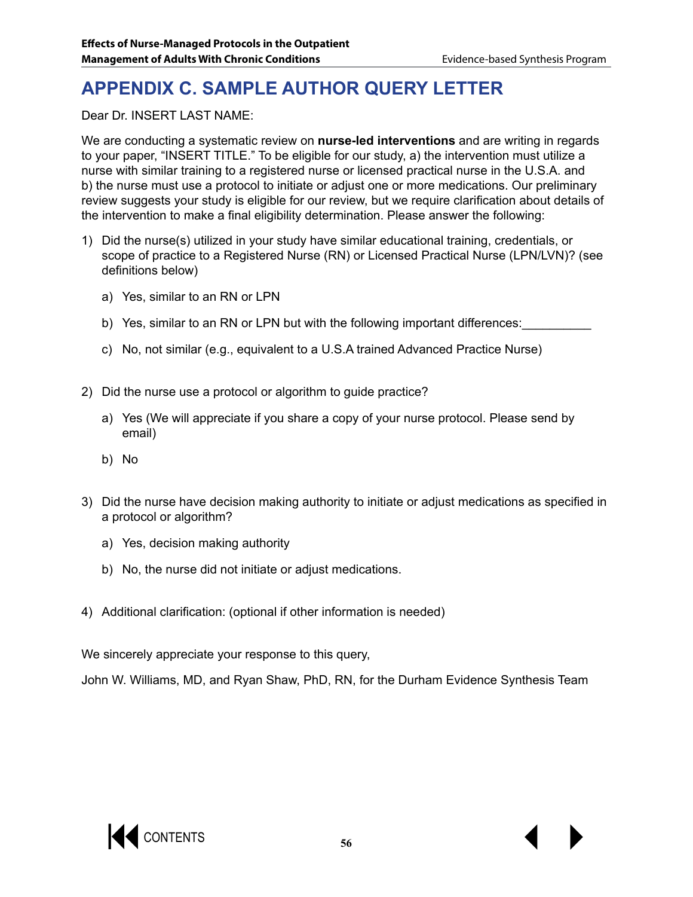# APPENDIX C. SAMPLE AUTHOR QUERY LETTER

Dear Dr. INSERT LAST NAME:

We are conducting a systematic review on **nurse-led interventions** and are writing in regards to your paper, "INSERT TITLE." To be eligible for our study, a) the intervention must utilize a nurse with similar training to a registered nurse or licensed practical nurse in the U.S.A. and b) the nurse must use a protocol to initiate or adjust one or more medications. Our preliminary review suggests your study is eligible for our review, but we require clarification about details of the intervention to make a final eligibility determination. Please answer the following:

1) Did the nurse(s) utilized in your study have similar educational training, credentials, or scope of practice to a Registered Nurse (RN) or Licensed Practical Nurse (LPN/LVN)? (see definitions below)

    a) Yes, similar to an RN or LPN

    b) Yes, similar to an RN or LPN but with the following important differences:__________

    c) No, not similar (e.g., equivalent to a U.S.A trained Advanced Practice Nurse)

2) Did the nurse use a protocol or algorithm to guide practice?

    a) Yes (We will appreciate if you share a copy of your nurse protocol. Please send by email)

    b) No

3) Did the nurse have decision making authority to initiate or adjust medications as specified in a protocol or algorithm?

    a) Yes, decision making authority

    b) No, the nurse did not initiate or adjust medications.

4) Additional clarification: (optional if other information is needed)

We sincerely appreciate your response to this query,

John W. Williams, MD, and Ryan Shaw, PhD, RN, for the Durham Evidence Synthesis Team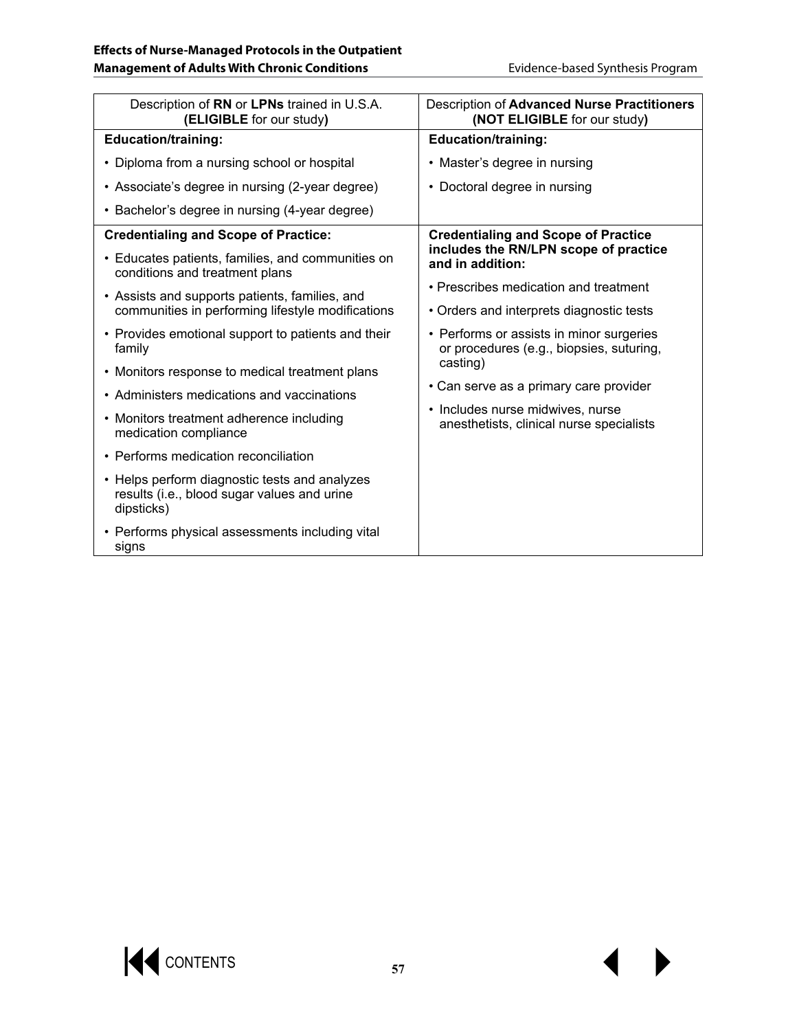| Description of **RN** or **LPNs** trained in U.S.A. **(ELIGIBLE** for our study**)** | Description of **Advanced Nurse Practitioners (NOT ELIGIBLE** for our study**)** |
|---|---|
| **Education/training:**<br>• Diploma from a nursing school or hospital<br>• Associate's degree in nursing (2-year degree)<br>• Bachelor's degree in nursing (4-year degree) | **Education/training:**<br>• Master's degree in nursing<br>• Doctoral degree in nursing |
| **Credentialing and Scope of Practice:**<br>• Educates patients, families, and communities on conditions and treatment plans<br>• Assists and supports patients, families, and communities in performing lifestyle modifications<br>• Provides emotional support to patients and their family<br>• Monitors response to medical treatment plans<br>• Administers medications and vaccinations<br>• Monitors treatment adherence including medication compliance<br>• Performs medication reconciliation<br>• Helps perform diagnostic tests and analyzes results (i.e., blood sugar values and urine dipsticks)<br>• Performs physical assessments including vital signs | **Credentialing and Scope of Practice includes the RN/LPN scope of practice and in addition:**<br>• Prescribes medication and treatment<br>• Orders and interprets diagnostic tests<br>• Performs or assists in minor surgeries or procedures (e.g., biopsies, suturing, casting)<br>• Can serve as a primary care provider<br>• Includes nurse midwives, nurse anesthetists, clinical nurse specialists |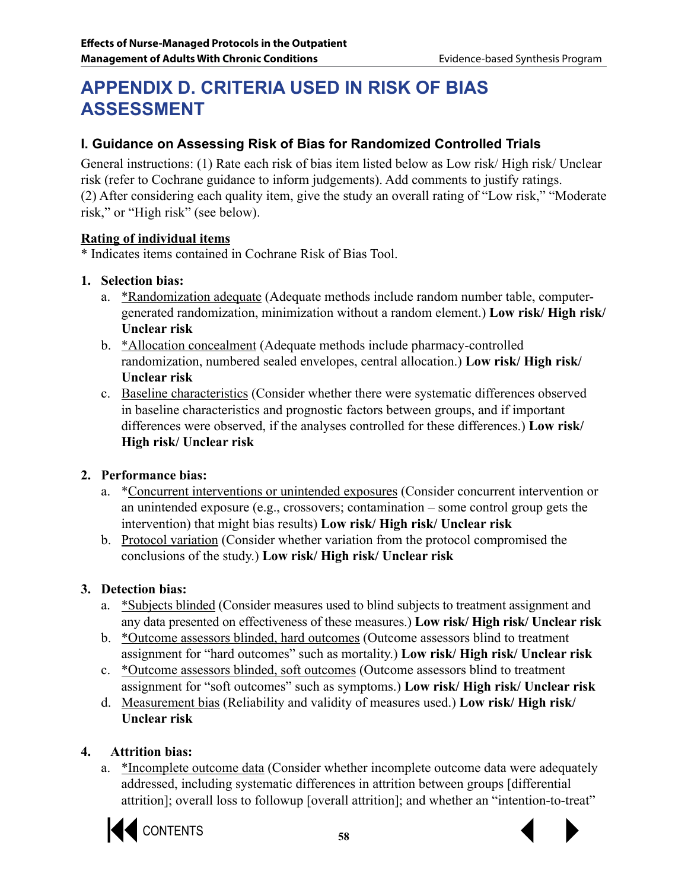# APPENDIX D. CRITERIA USED IN RISK OF BIAS ASSESSMENT

## I. Guidance on Assessing Risk of Bias for Randomized Controlled Trials

General instructions: (1) Rate each risk of bias item listed below as Low risk/ High risk/ Unclear risk (refer to Cochrane guidance to inform judgements). Add comments to justify ratings.
(2) After considering each quality item, give the study an overall rating of "Low risk," "Moderate risk," or "High risk" (see below).

**Rating of individual items**

\* Indicates items contained in Cochrane Risk of Bias Tool.

1. **Selection bias:**
   a. *Randomization adequate (Adequate methods include random number table, computer-generated randomization, minimization without a random element.) **Low risk/ High risk/ Unclear risk**
   b. *Allocation concealment (Adequate methods include pharmacy-controlled randomization, numbered sealed envelopes, central allocation.) **Low risk/ High risk/ Unclear risk**
   c. Baseline characteristics (Consider whether there were systematic differences observed in baseline characteristics and prognostic factors between groups, and if important differences were observed, if the analyses controlled for these differences.) **Low risk/ High risk/ Unclear risk**

2. **Performance bias:**
   a. *Concurrent interventions or unintended exposures (Consider concurrent intervention or an unintended exposure (e.g., crossovers; contamination – some control group gets the intervention) that might bias results) **Low risk/ High risk/ Unclear risk**
   b. Protocol variation (Consider whether variation from the protocol compromised the conclusions of the study.) **Low risk/ High risk/ Unclear risk**

3. **Detection bias:**
   a. *Subjects blinded (Consider measures used to blind subjects to treatment assignment and any data presented on effectiveness of these measures.) **Low risk/ High risk/ Unclear risk**
   b. *Outcome assessors blinded, hard outcomes (Outcome assessors blind to treatment assignment for "hard outcomes" such as mortality.) **Low risk/ High risk/ Unclear risk**
   c. *Outcome assessors blinded, soft outcomes (Outcome assessors blind to treatment assignment for "soft outcomes" such as symptoms.) **Low risk/ High risk/ Unclear risk**
   d. Measurement bias (Reliability and validity of measures used.) **Low risk/ High risk/ Unclear risk**

4. **Attrition bias:**
   a. *Incomplete outcome data (Consider whether incomplete outcome data were adequately addressed, including systematic differences in attrition between groups [differential attrition]; overall loss to followup [overall attrition]; and whether an "intention-to-treat"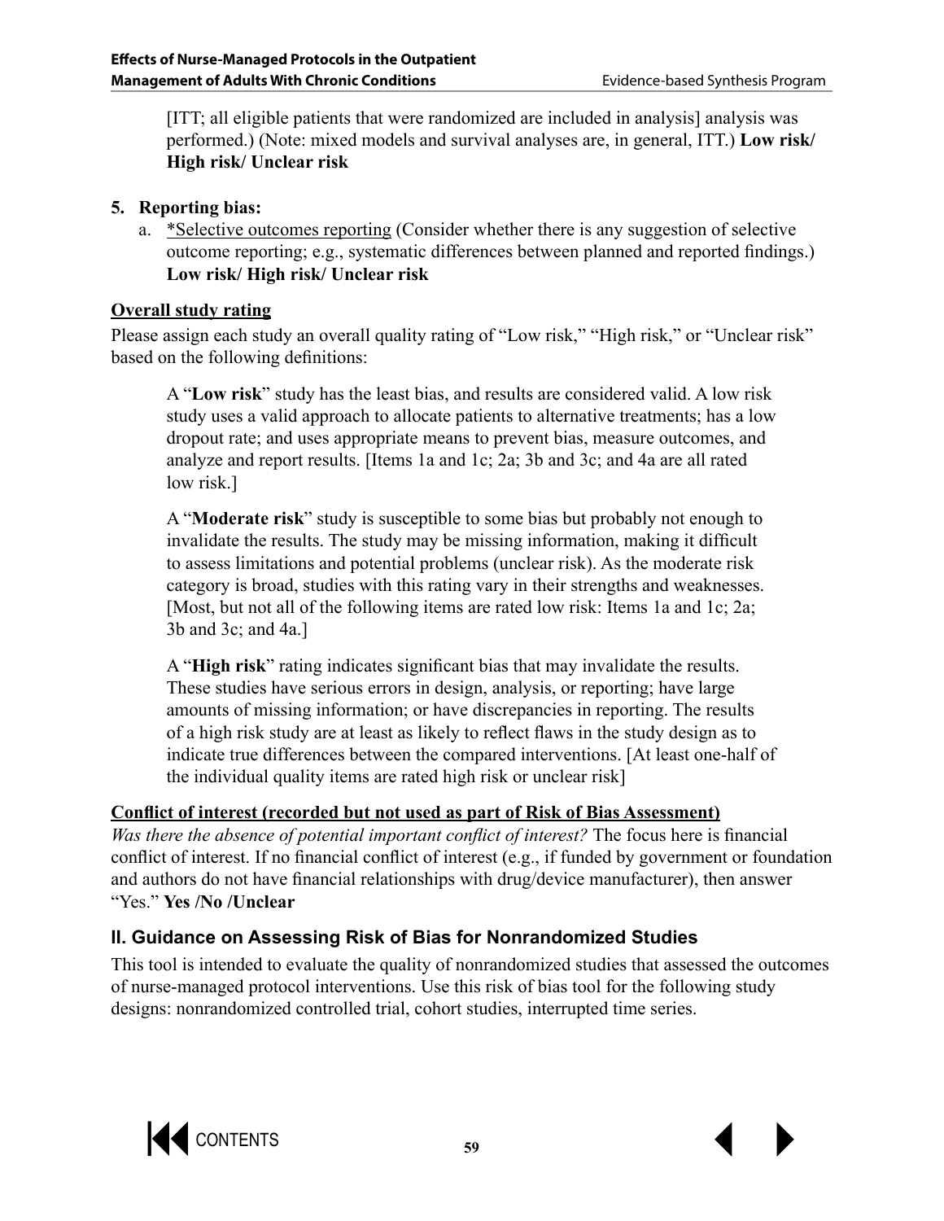[ITT; all eligible patients that were randomized are included in analysis] analysis was performed.) (Note: mixed models and survival analyses are, in general, ITT.) **Low risk/ High risk/ Unclear risk**

5. **Reporting bias:**
   a. *Selective outcomes reporting (Consider whether there is any suggestion of selective outcome reporting; e.g., systematic differences between planned and reported findings.) **Low risk/ High risk/ Unclear risk**

**Overall study rating**

Please assign each study an overall quality rating of "Low risk," "High risk," or "Unclear risk" based on the following definitions:

A "**Low risk**" study has the least bias, and results are considered valid. A low risk study uses a valid approach to allocate patients to alternative treatments; has a low dropout rate; and uses appropriate means to prevent bias, measure outcomes, and analyze and report results. [Items 1a and 1c; 2a; 3b and 3c; and 4a are all rated low risk.]

A "**Moderate risk**" study is susceptible to some bias but probably not enough to invalidate the results. The study may be missing information, making it difficult to assess limitations and potential problems (unclear risk). As the moderate risk category is broad, studies with this rating vary in their strengths and weaknesses. [Most, but not all of the following items are rated low risk: Items 1a and 1c; 2a; 3b and 3c; and 4a.]

A "**High risk**" rating indicates significant bias that may invalidate the results. These studies have serious errors in design, analysis, or reporting; have large amounts of missing information; or have discrepancies in reporting. The results of a high risk study are at least as likely to reflect flaws in the study design as to indicate true differences between the compared interventions. [At least one-half of the individual quality items are rated high risk or unclear risk]

**Conflict of interest (recorded but not used as part of Risk of Bias Assessment)**

*Was there the absence of potential important conflict of interest?* The focus here is financial conflict of interest. If no financial conflict of interest (e.g., if funded by government or foundation and authors do not have financial relationships with drug/device manufacturer), then answer "Yes." **Yes /No /Unclear**

## II. Guidance on Assessing Risk of Bias for Nonrandomized Studies

This tool is intended to evaluate the quality of nonrandomized studies that assessed the outcomes of nurse-managed protocol interventions. Use this risk of bias tool for the following study designs: nonrandomized controlled trial, cohort studies, interrupted time series.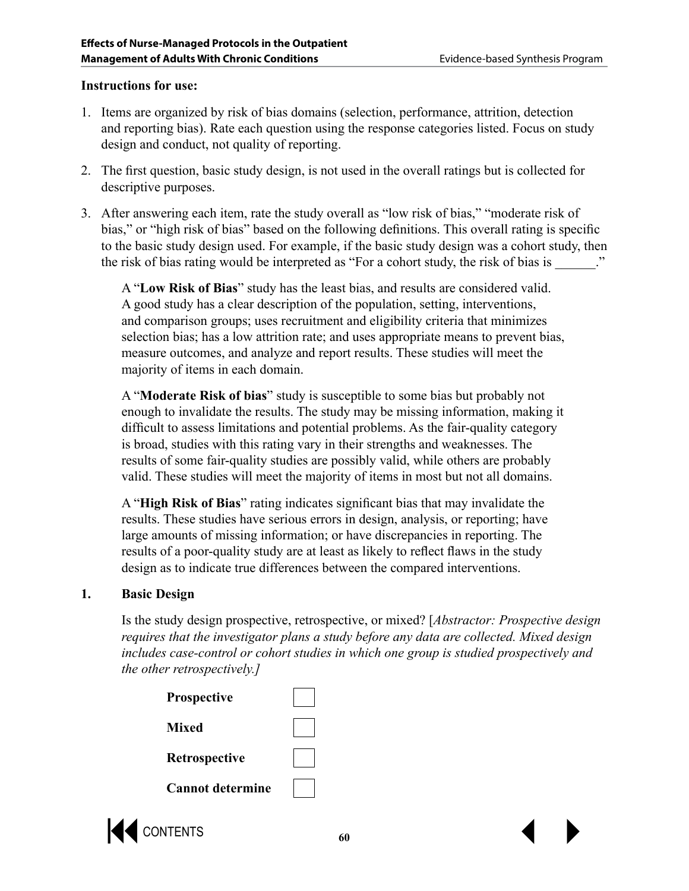**Instructions for use:**

1. Items are organized by risk of bias domains (selection, performance, attrition, detection and reporting bias). Rate each question using the response categories listed. Focus on study design and conduct, not quality of reporting.
2. The first question, basic study design, is not used in the overall ratings but is collected for descriptive purposes.
3. After answering each item, rate the study overall as "low risk of bias," "moderate risk of bias," or "high risk of bias" based on the following definitions. This overall rating is specific to the basic study design used. For example, if the basic study design was a cohort study, then the risk of bias rating would be interpreted as "For a cohort study, the risk of bias is ______."

   A "**Low Risk of Bias**" study has the least bias, and results are considered valid. A good study has a clear description of the population, setting, interventions, and comparison groups; uses recruitment and eligibility criteria that minimizes selection bias; has a low attrition rate; and uses appropriate means to prevent bias, measure outcomes, and analyze and report results. These studies will meet the majority of items in each domain.

   A "**Moderate Risk of bias**" study is susceptible to some bias but probably not enough to invalidate the results. The study may be missing information, making it difficult to assess limitations and potential problems. As the fair-quality category is broad, studies with this rating vary in their strengths and weaknesses. The results of some fair-quality studies are possibly valid, while others are probably valid. These studies will meet the majority of items in most but not all domains.

   A "**High Risk of Bias**" rating indicates significant bias that may invalidate the results. These studies have serious errors in design, analysis, or reporting; have large amounts of missing information; or have discrepancies in reporting. The results of a poor-quality study are at least as likely to reflect flaws in the study design as to indicate true differences between the compared interventions.

**1. Basic Design**

Is the study design prospective, retrospective, or mixed? [*Abstractor: Prospective design requires that the investigator plans a study before any data are collected. Mixed design includes case-control or cohort studies in which one group is studied prospectively and the other retrospectively.]*

- **Prospective** ☐
- **Mixed** ☐
- **Retrospective** ☐
- **Cannot determine** ☐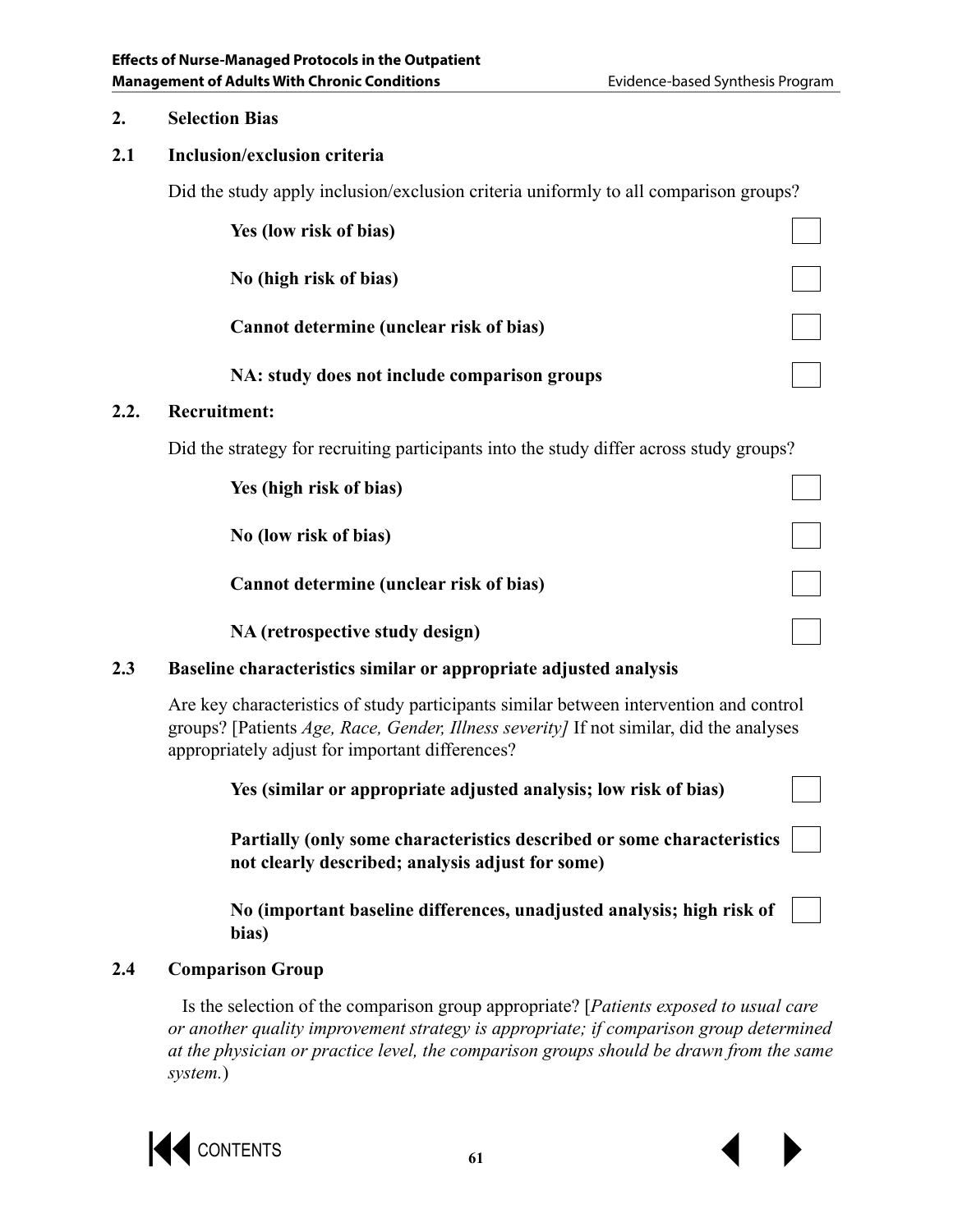## 2. Selection Bias

### 2.1 Inclusion/exclusion criteria

Did the study apply inclusion/exclusion criteria uniformly to all comparison groups?

- **Yes (low risk of bias)** ☐
- **No (high risk of bias)** ☐
- **Cannot determine (unclear risk of bias)** ☐
- **NA: study does not include comparison groups** ☐

### 2.2. Recruitment:

Did the strategy for recruiting participants into the study differ across study groups?

- **Yes (high risk of bias)** ☐
- **No (low risk of bias)** ☐
- **Cannot determine (unclear risk of bias)** ☐
- **NA (retrospective study design)** ☐

### 2.3 Baseline characteristics similar or appropriate adjusted analysis

Are key characteristics of study participants similar between intervention and control groups? [Patients *Age, Race, Gender, Illness severity]* If not similar, did the analyses appropriately adjust for important differences?

- **Yes (similar or appropriate adjusted analysis; low risk of bias)** ☐
- **Partially (only some characteristics described or some characteristics not clearly described; analysis adjust for some)** ☐
- **No (important baseline differences, unadjusted analysis; high risk of bias)** ☐

### 2.4 Comparison Group

Is the selection of the comparison group appropriate? [*Patients exposed to usual care or another quality improvement strategy is appropriate; if comparison group determined at the physician or practice level, the comparison groups should be drawn from the same system.*)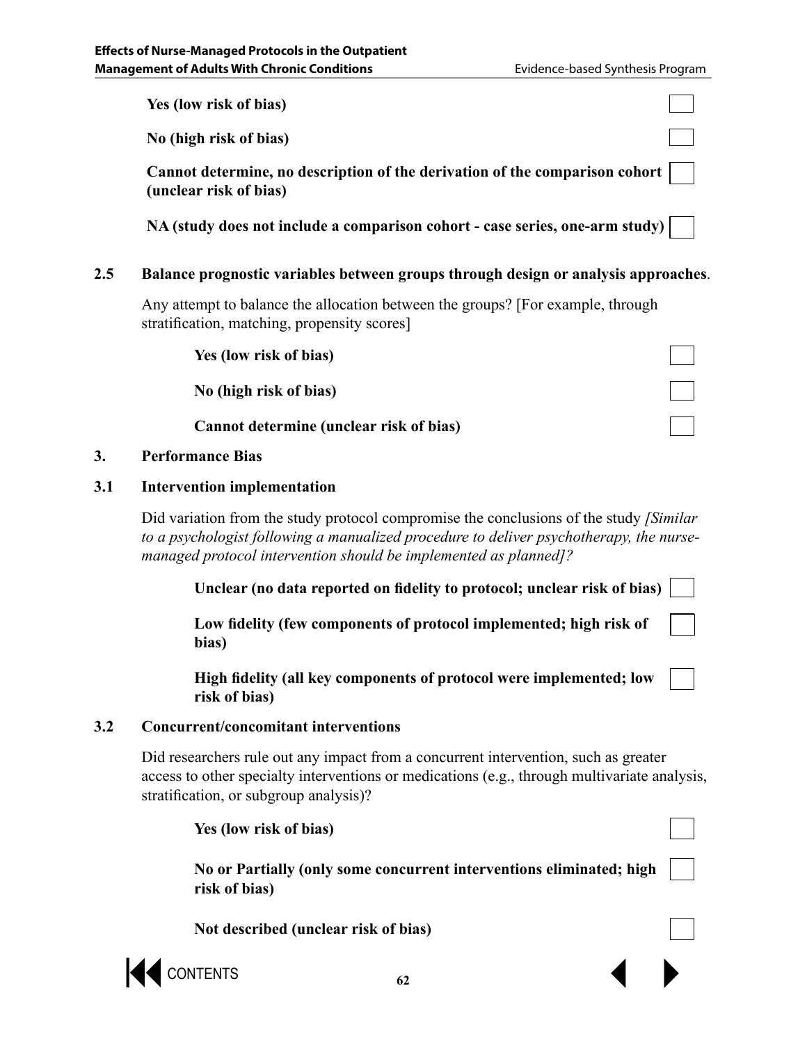**Yes (low risk of bias)** ☐

**No (high risk of bias)** ☐

**Cannot determine, no description of the derivation of the comparison cohort (unclear risk of bias)** ☐

**NA (study does not include a comparison cohort - case series, one-arm study)** ☐

**2.5 Balance prognostic variables between groups through design or analysis approaches**.

Any attempt to balance the allocation between the groups? [For example, through stratification, matching, propensity scores]

**Yes (low risk of bias)** ☐

**No (high risk of bias)** ☐

**Cannot determine (unclear risk of bias)** ☐

## 3. Performance Bias

### 3.1 Intervention implementation

Did variation from the study protocol compromise the conclusions of the study *[Similar to a psychologist following a manualized procedure to deliver psychotherapy, the nurse-managed protocol intervention should be implemented as planned]?*

**Unclear (no data reported on fidelity to protocol; unclear risk of bias)** ☐

**Low fidelity (few components of protocol implemented; high risk of bias)** ☐

**High fidelity (all key components of protocol were implemented; low risk of bias)** ☐

### 3.2 Concurrent/concomitant interventions

Did researchers rule out any impact from a concurrent intervention, such as greater access to other specialty interventions or medications (e.g., through multivariate analysis, stratification, or subgroup analysis)?

**Yes (low risk of bias)** ☐

**No or Partially (only some concurrent interventions eliminated; high risk of bias)** ☐

**Not described (unclear risk of bias)** ☐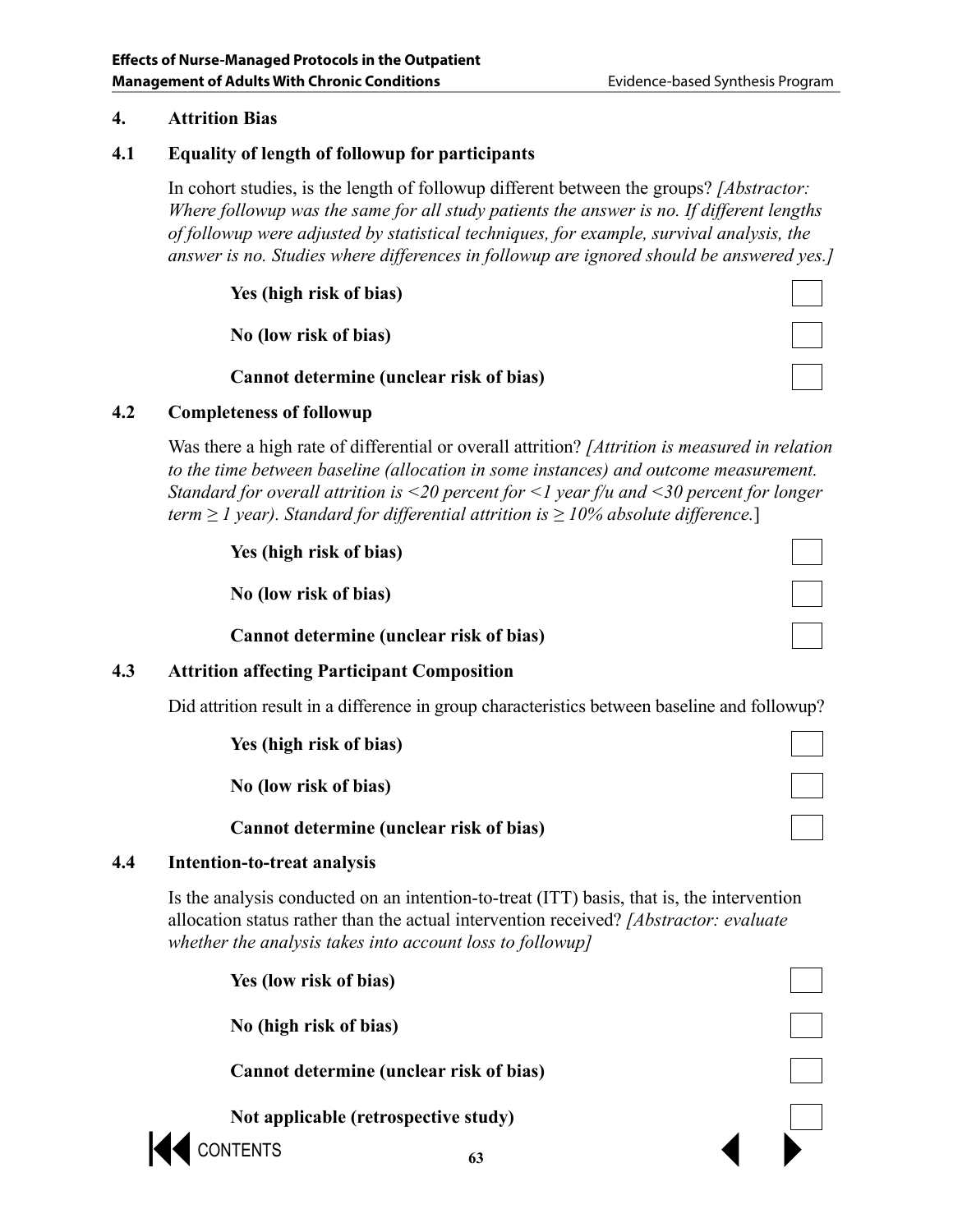## 4. Attrition Bias

### 4.1 Equality of length of followup for participants

In cohort studies, is the length of followup different between the groups? *[Abstractor: Where followup was the same for all study patients the answer is no. If different lengths of followup were adjusted by statistical techniques, for example, survival analysis, the answer is no. Studies where differences in followup are ignored should be answered yes.]*

**Yes (high risk of bias)** ☐

**No (low risk of bias)** ☐

**Cannot determine (unclear risk of bias)** ☐

### 4.2 Completeness of followup

Was there a high rate of differential or overall attrition? *[Attrition is measured in relation to the time between baseline (allocation in some instances) and outcome measurement. Standard for overall attrition is <20 percent for <1 year f/u and <30 percent for longer term ≥ 1 year). Standard for differential attrition is ≥ 10% absolute difference.*]

**Yes (high risk of bias)** ☐

**No (low risk of bias)** ☐

**Cannot determine (unclear risk of bias)** ☐

### 4.3 Attrition affecting Participant Composition

Did attrition result in a difference in group characteristics between baseline and followup?

**Yes (high risk of bias)** ☐

**No (low risk of bias)** ☐

**Cannot determine (unclear risk of bias)** ☐

### 4.4 Intention-to-treat analysis

Is the analysis conducted on an intention-to-treat (ITT) basis, that is, the intervention allocation status rather than the actual intervention received? *[Abstractor: evaluate whether the analysis takes into account loss to followup]*

**Yes (low risk of bias)** ☐

**No (high risk of bias)** ☐

**Cannot determine (unclear risk of bias)** ☐

**Not applicable (retrospective study)** ☐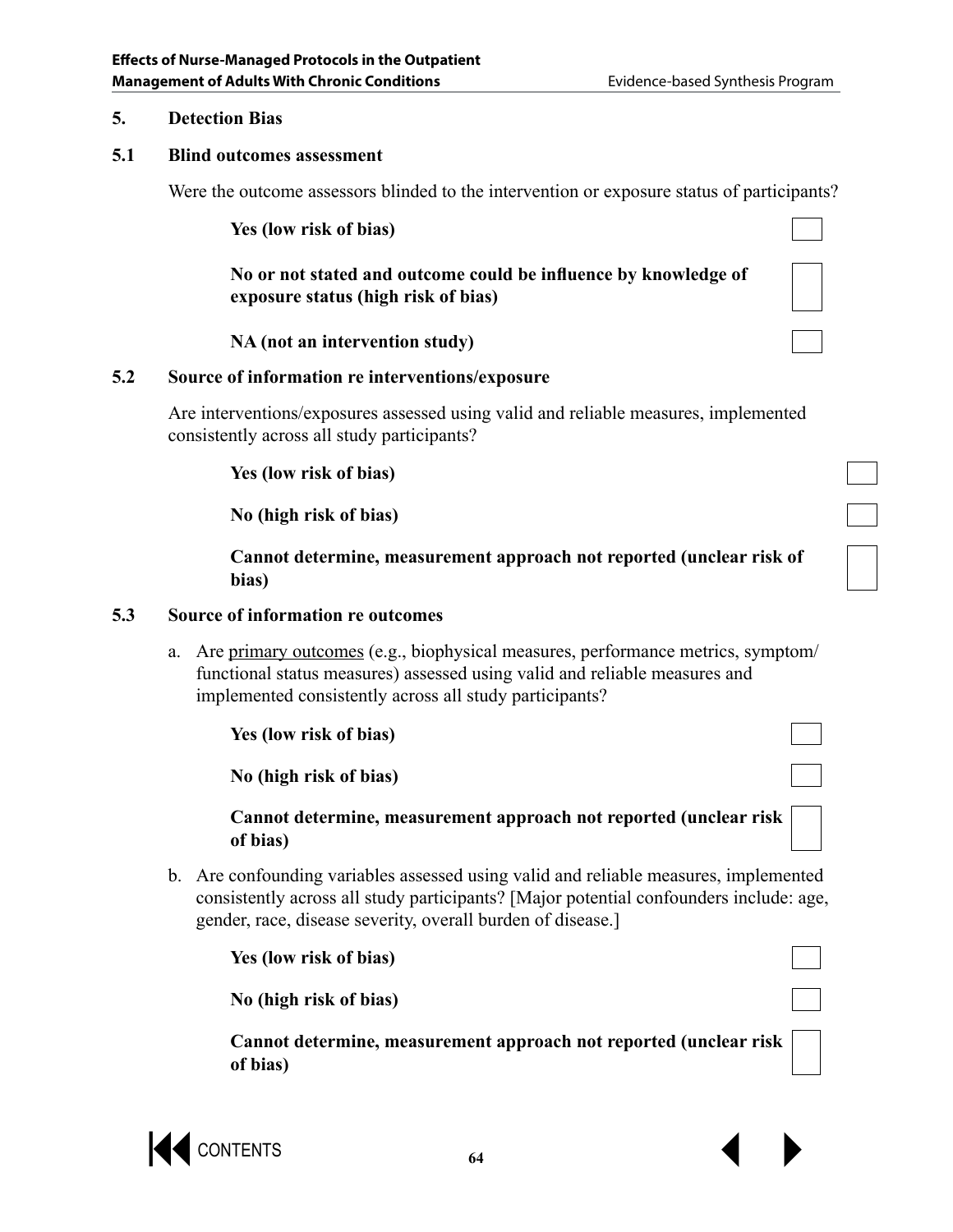## 5. Detection Bias

### 5.1 Blind outcomes assessment

Were the outcome assessors blinded to the intervention or exposure status of participants?

- **Yes (low risk of bias)** ☐
- **No or not stated and outcome could be influence by knowledge of exposure status (high risk of bias)** ☐
- **NA (not an intervention study)** ☐

### 5.2 Source of information re interventions/exposure

Are interventions/exposures assessed using valid and reliable measures, implemented consistently across all study participants?

- **Yes (low risk of bias)** ☐
- **No (high risk of bias)** ☐
- **Cannot determine, measurement approach not reported (unclear risk of bias)** ☐

### 5.3 Source of information re outcomes

a. Are primary outcomes (e.g., biophysical measures, performance metrics, symptom/functional status measures) assessed using valid and reliable measures and implemented consistently across all study participants?

- **Yes (low risk of bias)** ☐
- **No (high risk of bias)** ☐
- **Cannot determine, measurement approach not reported (unclear risk of bias)** ☐

b. Are confounding variables assessed using valid and reliable measures, implemented consistently across all study participants? [Major potential confounders include: age, gender, race, disease severity, overall burden of disease.]

- **Yes (low risk of bias)** ☐
- **No (high risk of bias)** ☐
- **Cannot determine, measurement approach not reported (unclear risk of bias)** ☐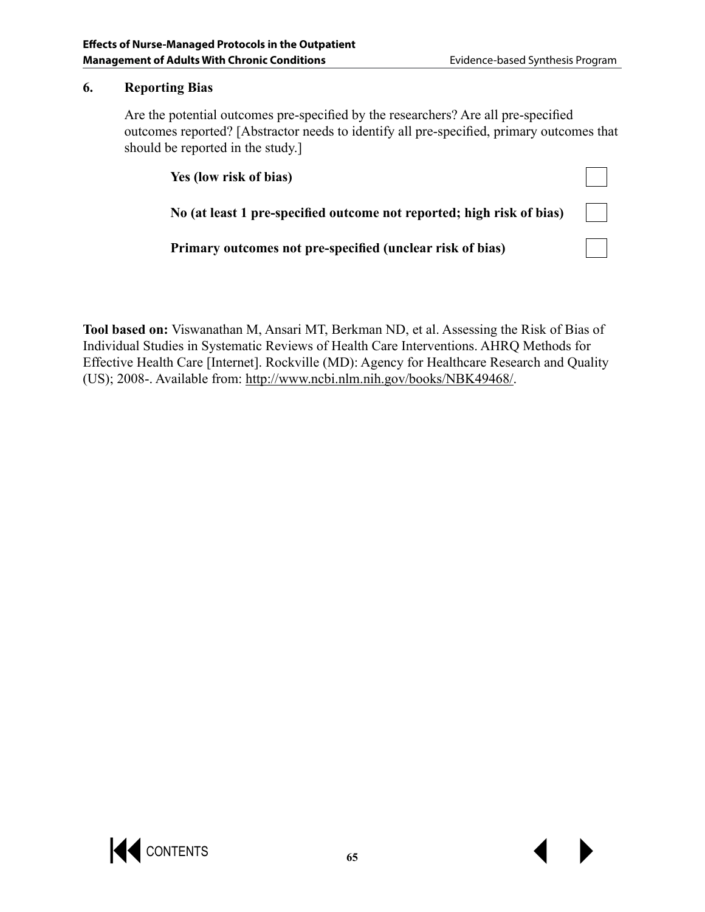**6. Reporting Bias**

Are the potential outcomes pre-specified by the researchers? Are all pre-specified outcomes reported? [Abstractor needs to identify all pre-specified, primary outcomes that should be reported in the study.]

- **Yes (low risk of bias)** ☐
- **No (at least 1 pre-specified outcome not reported; high risk of bias)** ☐
- **Primary outcomes not pre-specified (unclear risk of bias)** ☐

**Tool based on:** Viswanathan M, Ansari MT, Berkman ND, et al. Assessing the Risk of Bias of Individual Studies in Systematic Reviews of Health Care Interventions. AHRQ Methods for Effective Health Care [Internet]. Rockville (MD): Agency for Healthcare Research and Quality (US); 2008-. Available from: http://www.ncbi.nlm.nih.gov/books/NBK49468/.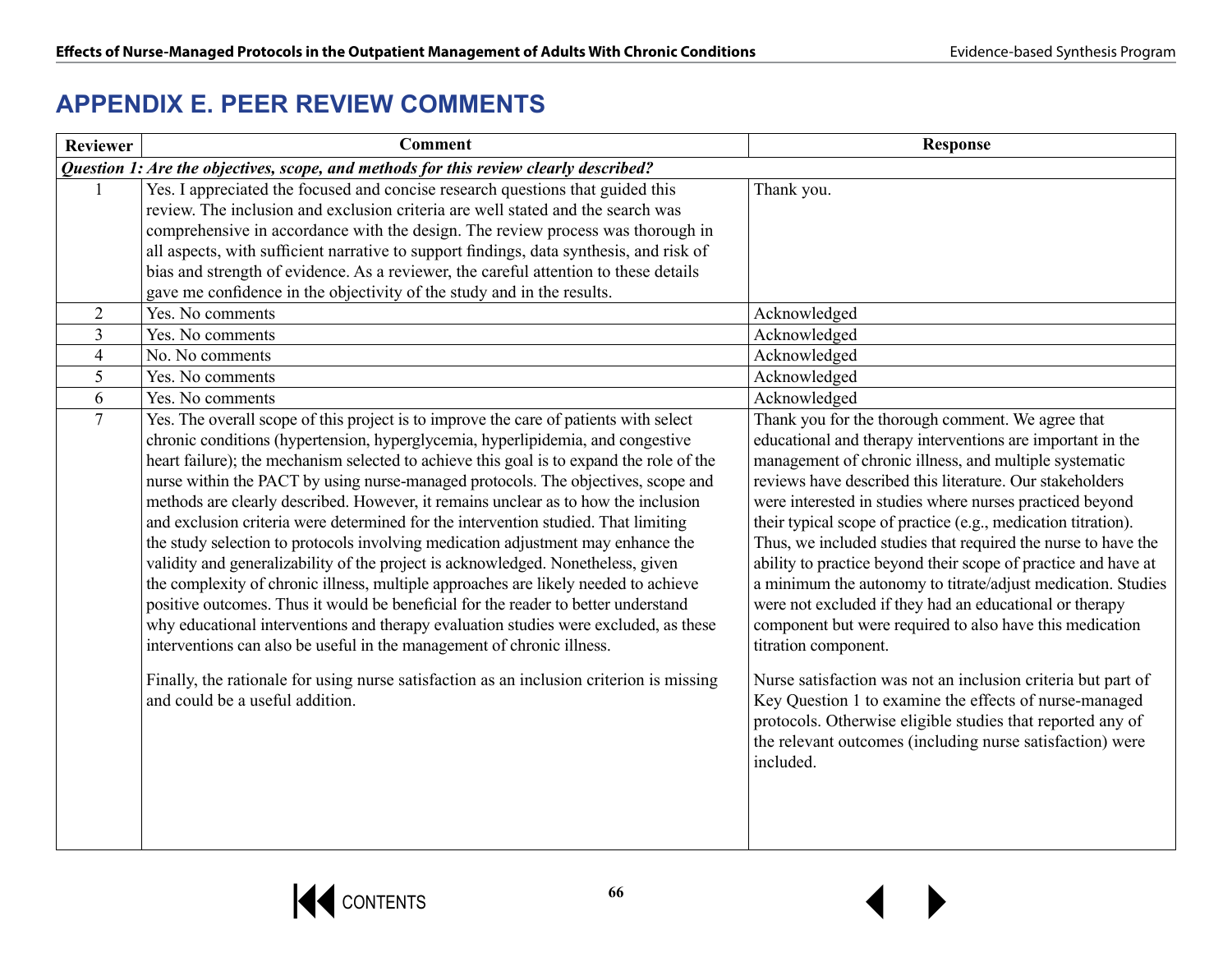# APPENDIX E. PEER REVIEW COMMENTS

| Reviewer | Comment | Response |
|---|---|---|
| ***Question 1: Are the objectives, scope, and methods for this review clearly described?*** | | |
| 1 | Yes. I appreciated the focused and concise research questions that guided this review. The inclusion and exclusion criteria are well stated and the search was comprehensive in accordance with the design. The review process was thorough in all aspects, with sufficient narrative to support findings, data synthesis, and risk of bias and strength of evidence. As a reviewer, the careful attention to these details gave me confidence in the objectivity of the study and in the results. | Thank you. |
| 2 | Yes. No comments | Acknowledged |
| 3 | Yes. No comments | Acknowledged |
| 4 | No. No comments | Acknowledged |
| 5 | Yes. No comments | Acknowledged |
| 6 | Yes. No comments | Acknowledged |
| 7 | Yes. The overall scope of this project is to improve the care of patients with select chronic conditions (hypertension, hyperglycemia, hyperlipidemia, and congestive heart failure); the mechanism selected to achieve this goal is to expand the role of the nurse within the PACT by using nurse-managed protocols. The objectives, scope and methods are clearly described. However, it remains unclear as to how the inclusion and exclusion criteria were determined for the intervention studied. That limiting the study selection to protocols involving medication adjustment may enhance the validity and generalizability of the project is acknowledged. Nonetheless, given the complexity of chronic illness, multiple approaches are likely needed to achieve positive outcomes. Thus it would be beneficial for the reader to better understand why educational interventions and therapy evaluation studies were excluded, as these interventions can also be useful in the management of chronic illness.<br><br>Finally, the rationale for using nurse satisfaction as an inclusion criterion is missing and could be a useful addition. | Thank you for the thorough comment. We agree that educational and therapy interventions are important in the management of chronic illness, and multiple systematic reviews have described this literature. Our stakeholders were interested in studies where nurses practiced beyond their typical scope of practice (e.g., medication titration). Thus, we included studies that required the nurse to have the ability to practice beyond their scope of practice and have at a minimum the autonomy to titrate/adjust medication. Studies were not excluded if they had an educational or therapy component but were required to also have this medication titration component.<br><br>Nurse satisfaction was not an inclusion criteria but part of Key Question 1 to examine the effects of nurse-managed protocols. Otherwise eligible studies that reported any of the relevant outcomes (including nurse satisfaction) were included. |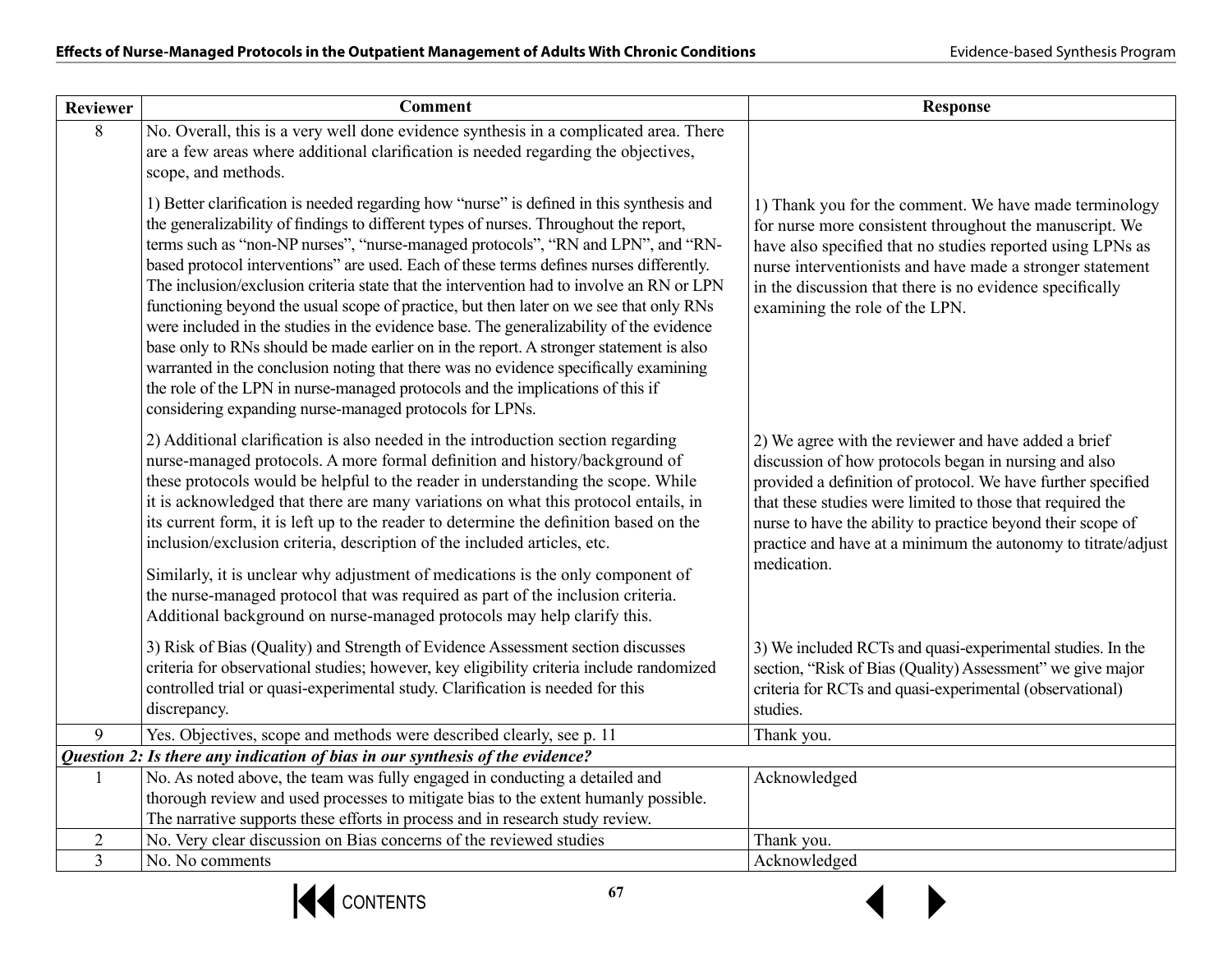| Reviewer | Comment | Response |
|---|---|---|
| 8 | No. Overall, this is a very well done evidence synthesis in a complicated area. There are a few areas where additional clarification is needed regarding the objectives, scope, and methods. | |
| | 1) Better clarification is needed regarding how "nurse" is defined in this synthesis and the generalizability of findings to different types of nurses. Throughout the report, terms such as "non-NP nurses", "nurse-managed protocols", "RN and LPN", and "RN-based protocol interventions" are used. Each of these terms defines nurses differently. The inclusion/exclusion criteria state that the intervention had to involve an RN or LPN functioning beyond the usual scope of practice, but then later on we see that only RNs were included in the studies in the evidence base. The generalizability of the evidence base only to RNs should be made earlier on in the report. A stronger statement is also warranted in the conclusion noting that there was no evidence specifically examining the role of the LPN in nurse-managed protocols and the implications of this if considering expanding nurse-managed protocols for LPNs. | 1) Thank you for the comment. We have made terminology for nurse more consistent throughout the manuscript. We have also specified that no studies reported using LPNs as nurse interventionists and have made a stronger statement in the discussion that there is no evidence specifically examining the role of the LPN. |
| | 2) Additional clarification is also needed in the introduction section regarding nurse-managed protocols. A more formal definition and history/background of these protocols would be helpful to the reader in understanding the scope. While it is acknowledged that there are many variations on what this protocol entails, in its current form, it is left up to the reader to determine the definition based on the inclusion/exclusion criteria, description of the included articles, etc.<br><br>Similarly, it is unclear why adjustment of medications is the only component of the nurse-managed protocol that was required as part of the inclusion criteria. Additional background on nurse-managed protocols may help clarify this. | 2) We agree with the reviewer and have added a brief discussion of how protocols began in nursing and also provided a definition of protocol. We have further specified that these studies were limited to those that required the nurse to have the ability to practice beyond their scope of practice and have at a minimum the autonomy to titrate/adjust medication. |
| | 3) Risk of Bias (Quality) and Strength of Evidence Assessment section discusses criteria for observational studies; however, key eligibility criteria include randomized controlled trial or quasi-experimental study. Clarification is needed for this discrepancy. | 3) We included RCTs and quasi-experimental studies. In the section, "Risk of Bias (Quality) Assessment" we give major criteria for RCTs and quasi-experimental (observational) studies. |
| 9 | Yes. Objectives, scope and methods were described clearly, see p. 11 | Thank you. |
| ***Question 2: Is there any indication of bias in our synthesis of the evidence?*** | | |
| 1 | No. As noted above, the team was fully engaged in conducting a detailed and thorough review and used processes to mitigate bias to the extent humanly possible. The narrative supports these efforts in process and in research study review. | Acknowledged |
| 2 | No. Very clear discussion on Bias concerns of the reviewed studies | Thank you. |
| 3 | No. No comments | Acknowledged |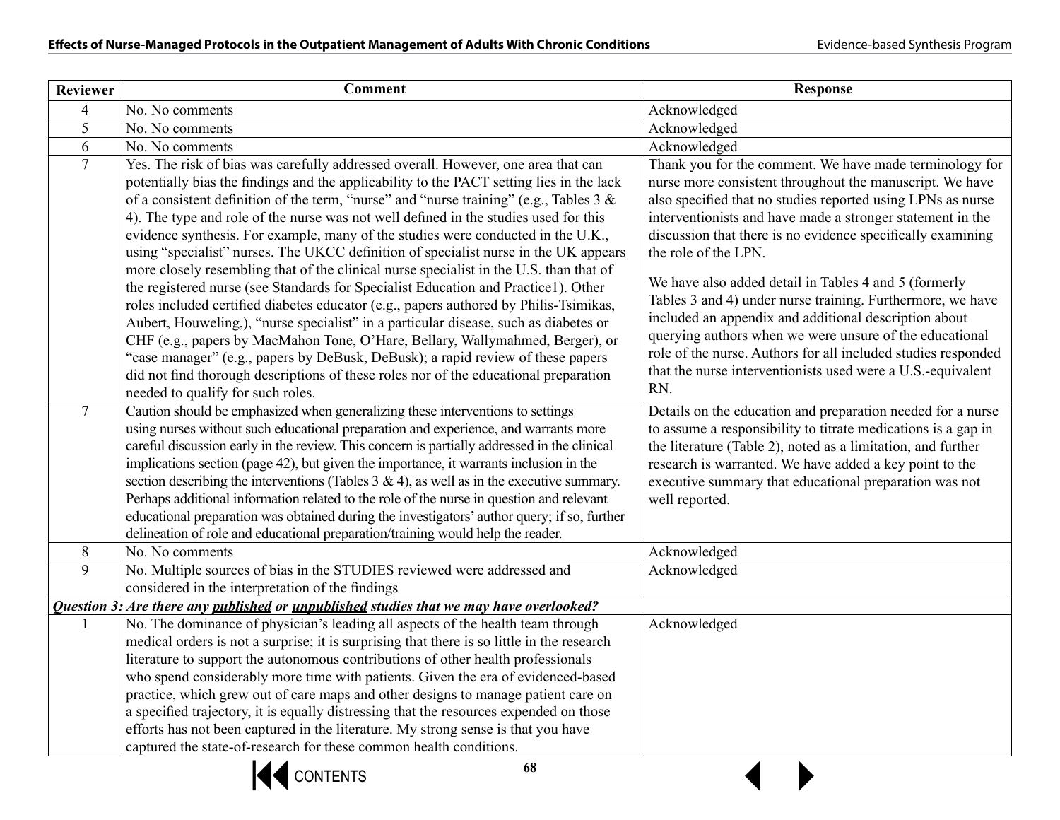| Reviewer | Comment | Response |
|---|---|---|
| 4 | No. No comments | Acknowledged |
| 5 | No. No comments | Acknowledged |
| 6 | No. No comments | Acknowledged |
| 7 | Yes. The risk of bias was carefully addressed overall. However, one area that can potentially bias the findings and the applicability to the PACT setting lies in the lack of a consistent definition of the term, "nurse" and "nurse training" (e.g., Tables 3 & 4). The type and role of the nurse was not well defined in the studies used for this evidence synthesis. For example, many of the studies were conducted in the U.K., using "specialist" nurses. The UKCC definition of specialist nurse in the UK appears more closely resembling that of the clinical nurse specialist in the U.S. than that of the registered nurse (see Standards for Specialist Education and Practice1). Other roles included certified diabetes educator (e.g., papers authored by Philis-Tsimikas, Aubert, Houweling,), "nurse specialist" in a particular disease, such as diabetes or CHF (e.g., papers by MacMahon Tone, O'Hare, Bellary, Wallymahmed, Berger), or "case manager" (e.g., papers by DeBusk, DeBusk); a rapid review of these papers did not find thorough descriptions of these roles nor of the educational preparation needed to qualify for such roles. | Thank you for the comment. We have made terminology for nurse more consistent throughout the manuscript. We have also specified that no studies reported using LPNs as nurse interventionists and have made a stronger statement in the discussion that there is no evidence specifically examining the role of the LPN.<br><br>We have also added detail in Tables 4 and 5 (formerly Tables 3 and 4) under nurse training. Furthermore, we have included an appendix and additional description about querying authors when we were unsure of the educational role of the nurse. Authors for all included studies responded that the nurse interventionists used were a U.S.-equivalent RN. |
| 7 | Caution should be emphasized when generalizing these interventions to settings using nurses without such educational preparation and experience, and warrants more careful discussion early in the review. This concern is partially addressed in the clinical implications section (page 42), but given the importance, it warrants inclusion in the section describing the interventions (Tables 3 & 4), as well as in the executive summary. Perhaps additional information related to the role of the nurse in question and relevant educational preparation was obtained during the investigators' author query; if so, further delineation of role and educational preparation/training would help the reader. | Details on the education and preparation needed for a nurse to assume a responsibility to titrate medications is a gap in the literature (Table 2), noted as a limitation, and further research is warranted. We have added a key point to the executive summary that educational preparation was not well reported. |
| 8 | No. No comments | Acknowledged |
| 9 | No. Multiple sources of bias in the STUDIES reviewed were addressed and considered in the interpretation of the findings | Acknowledged |
| ***Question 3: Are there any <u>published</u> or <u>unpublished</u> studies that we may have overlooked?*** | | |
| 1 | No. The dominance of physician's leading all aspects of the health team through medical orders is not a surprise; it is surprising that there is so little in the research literature to support the autonomous contributions of other health professionals who spend considerably more time with patients. Given the era of evidenced-based practice, which grew out of care maps and other designs to manage patient care on a specified trajectory, it is equally distressing that the resources expended on those efforts has not been captured in the literature. My strong sense is that you have captured the state-of-research for these common health conditions. | Acknowledged |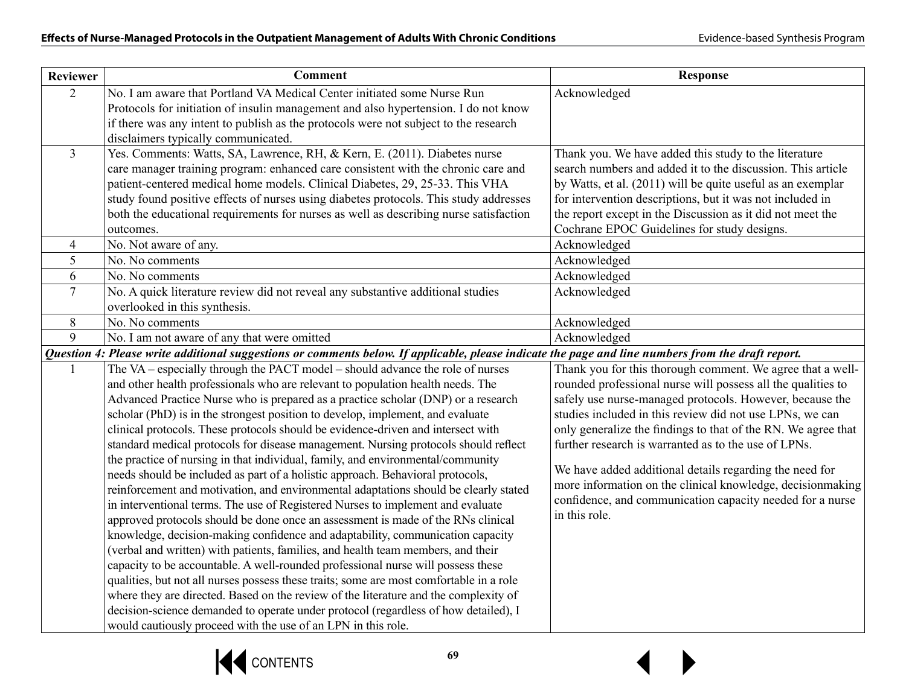| Reviewer | Comment | Response |
|---|---|---|
| 2 | No. I am aware that Portland VA Medical Center initiated some Nurse Run Protocols for initiation of insulin management and also hypertension. I do not know if there was any intent to publish as the protocols were not subject to the research disclaimers typically communicated. | Acknowledged |
| 3 | Yes. Comments: Watts, SA, Lawrence, RH, & Kern, E. (2011). Diabetes nurse care manager training program: enhanced care consistent with the chronic care and patient-centered medical home models. Clinical Diabetes, 29, 25-33. This VHA study found positive effects of nurses using diabetes protocols. This study addresses both the educational requirements for nurses as well as describing nurse satisfaction outcomes. | Thank you. We have added this study to the literature search numbers and added it to the discussion. This article by Watts, et al. (2011) will be quite useful as an exemplar for intervention descriptions, but it was not included in the report except in the Discussion as it did not meet the Cochrane EPOC Guidelines for study designs. |
| 4 | No. Not aware of any. | Acknowledged |
| 5 | No. No comments | Acknowledged |
| 6 | No. No comments | Acknowledged |
| 7 | No. A quick literature review did not reveal any substantive additional studies overlooked in this synthesis. | Acknowledged |
| 8 | No. No comments | Acknowledged |
| 9 | No. I am not aware of any that were omitted | Acknowledged |
| ***Question 4: Please write additional suggestions or comments below. If applicable, please indicate the page and line numbers from the draft report.*** | | |
| 1 | The VA – especially through the PACT model – should advance the role of nurses and other health professionals who are relevant to population health needs. The Advanced Practice Nurse who is prepared as a practice scholar (DNP) or a research scholar (PhD) is in the strongest position to develop, implement, and evaluate clinical protocols. These protocols should be evidence-driven and intersect with standard medical protocols for disease management. Nursing protocols should reflect the practice of nursing in that individual, family, and environmental/community needs should be included as part of a holistic approach. Behavioral protocols, reinforcement and motivation, and environmental adaptations should be clearly stated in interventional terms. The use of Registered Nurses to implement and evaluate approved protocols should be done once an assessment is made of the RNs clinical knowledge, decision-making confidence and adaptability, communication capacity (verbal and written) with patients, families, and health team members, and their capacity to be accountable. A well-rounded professional nurse will possess these qualities, but not all nurses possess these traits; some are most comfortable in a role where they are directed. Based on the review of the literature and the complexity of decision-science demanded to operate under protocol (regardless of how detailed), I would cautiously proceed with the use of an LPN in this role. | Thank you for this thorough comment. We agree that a well-rounded professional nurse will possess all the qualities to safely use nurse-managed protocols. However, because the studies included in this review did not use LPNs, we can only generalize the findings to that of the RN. We agree that further research is warranted as to the use of LPNs.<br><br>We have added additional details regarding the need for more information on the clinical knowledge, decisionmaking confidence, and communication capacity needed for a nurse in this role. |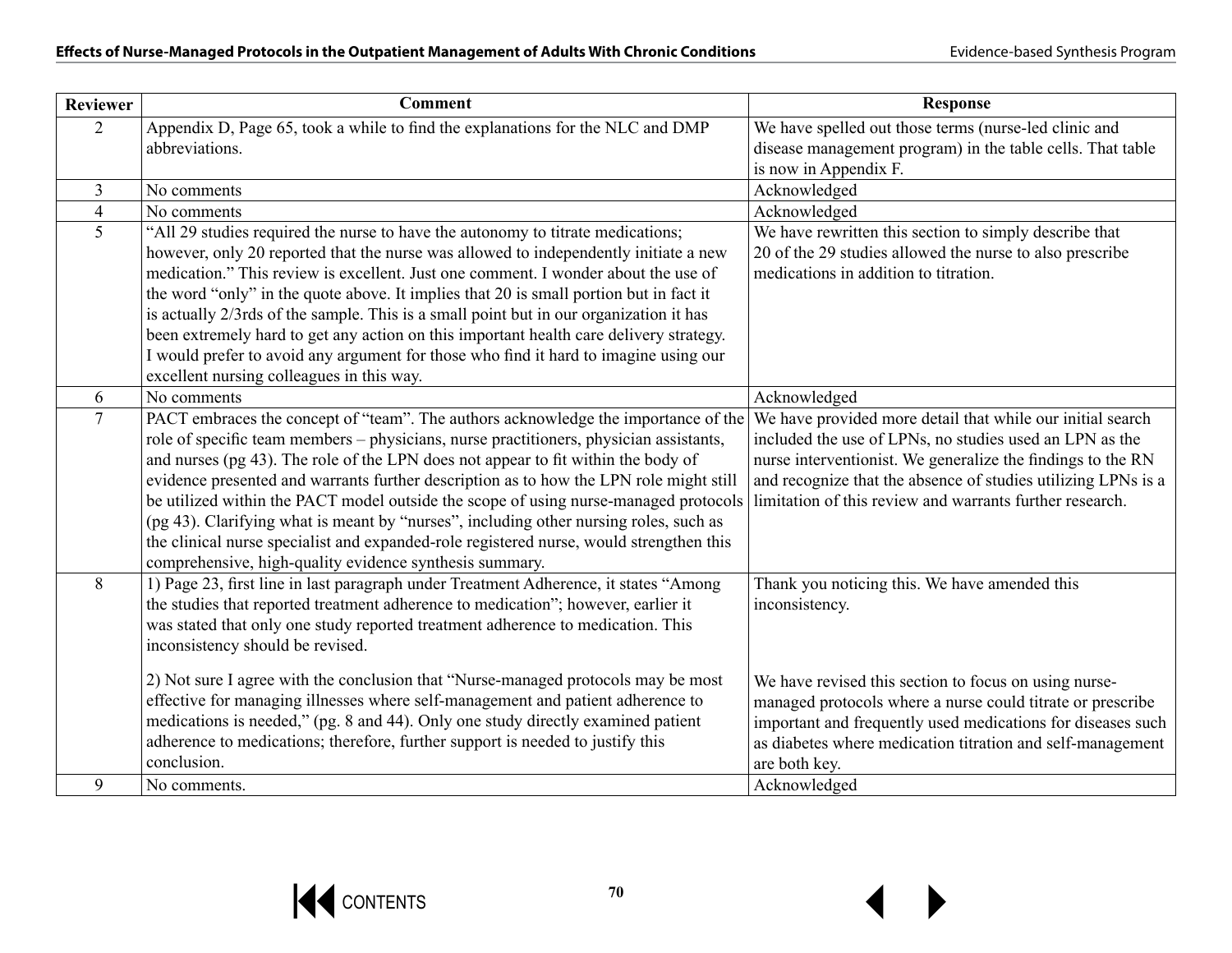| Reviewer | Comment | Response |
|---|---|---|
| 2 | Appendix D, Page 65, took a while to find the explanations for the NLC and DMP abbreviations. | We have spelled out those terms (nurse-led clinic and disease management program) in the table cells. That table is now in Appendix F. |
| 3 | No comments | Acknowledged |
| 4 | No comments | Acknowledged |
| 5 | "All 29 studies required the nurse to have the autonomy to titrate medications; however, only 20 reported that the nurse was allowed to independently initiate a new medication." This review is excellent. Just one comment. I wonder about the use of the word "only" in the quote above. It implies that 20 is small portion but in fact it is actually 2/3rds of the sample. This is a small point but in our organization it has been extremely hard to get any action on this important health care delivery strategy. I would prefer to avoid any argument for those who find it hard to imagine using our excellent nursing colleagues in this way. | We have rewritten this section to simply describe that 20 of the 29 studies allowed the nurse to also prescribe medications in addition to titration. |
| 6 | No comments | Acknowledged |
| 7 | PACT embraces the concept of "team". The authors acknowledge the importance of the role of specific team members – physicians, nurse practitioners, physician assistants, and nurses (pg 43). The role of the LPN does not appear to fit within the body of evidence presented and warrants further description as to how the LPN role might still be utilized within the PACT model outside the scope of using nurse-managed protocols (pg 43). Clarifying what is meant by "nurses", including other nursing roles, such as the clinical nurse specialist and expanded-role registered nurse, would strengthen this comprehensive, high-quality evidence synthesis summary. | We have provided more detail that while our initial search included the use of LPNs, no studies used an LPN as the nurse interventionist. We generalize the findings to the RN and recognize that the absence of studies utilizing LPNs is a limitation of this review and warrants further research. |
| 8 | 1) Page 23, first line in last paragraph under Treatment Adherence, it states "Among the studies that reported treatment adherence to medication"; however, earlier it was stated that only one study reported treatment adherence to medication. This inconsistency should be revised.<br><br>2) Not sure I agree with the conclusion that "Nurse-managed protocols may be most effective for managing illnesses where self-management and patient adherence to medications is needed," (pg. 8 and 44). Only one study directly examined patient adherence to medications; therefore, further support is needed to justify this conclusion. | Thank you noticing this. We have amended this inconsistency.<br><br>We have revised this section to focus on using nurse-managed protocols where a nurse could titrate or prescribe important and frequently used medications for diseases such as diabetes where medication titration and self-management are both key. |
| 9 | No comments. | Acknowledged |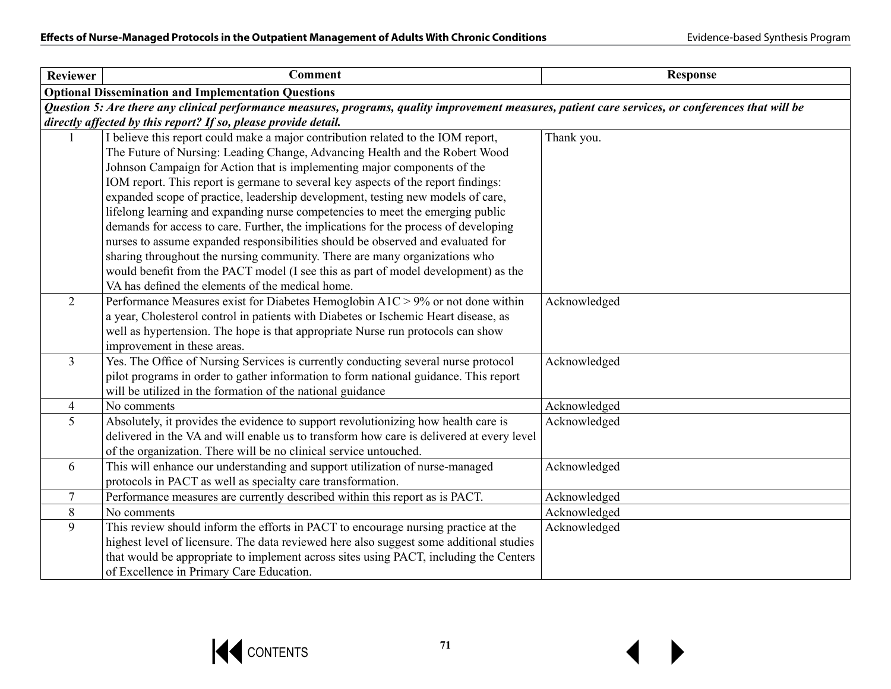| Reviewer | Comment | Response |
|---|---|---|
| **Optional Dissemination and Implementation Questions** | | |
| ***Question 5: Are there any clinical performance measures, programs, quality improvement measures, patient care services, or conferences that will be directly affected by this report? If so, please provide detail.*** | | |
| 1 | I believe this report could make a major contribution related to the IOM report, The Future of Nursing: Leading Change, Advancing Health and the Robert Wood Johnson Campaign for Action that is implementing major components of the IOM report. This report is germane to several key aspects of the report findings: expanded scope of practice, leadership development, testing new models of care, lifelong learning and expanding nurse competencies to meet the emerging public demands for access to care. Further, the implications for the process of developing nurses to assume expanded responsibilities should be observed and evaluated for sharing throughout the nursing community. There are many organizations who would benefit from the PACT model (I see this as part of model development) as the VA has defined the elements of the medical home. | Thank you. |
| 2 | Performance Measures exist for Diabetes Hemoglobin A1C > 9% or not done within a year, Cholesterol control in patients with Diabetes or Ischemic Heart disease, as well as hypertension. The hope is that appropriate Nurse run protocols can show improvement in these areas. | Acknowledged |
| 3 | Yes. The Office of Nursing Services is currently conducting several nurse protocol pilot programs in order to gather information to form national guidance. This report will be utilized in the formation of the national guidance | Acknowledged |
| 4 | No comments | Acknowledged |
| 5 | Absolutely, it provides the evidence to support revolutionizing how health care is delivered in the VA and will enable us to transform how care is delivered at every level of the organization. There will be no clinical service untouched. | Acknowledged |
| 6 | This will enhance our understanding and support utilization of nurse-managed protocols in PACT as well as specialty care transformation. | Acknowledged |
| 7 | Performance measures are currently described within this report as is PACT. | Acknowledged |
| 8 | No comments | Acknowledged |
| 9 | This review should inform the efforts in PACT to encourage nursing practice at the highest level of licensure. The data reviewed here also suggest some additional studies that would be appropriate to implement across sites using PACT, including the Centers of Excellence in Primary Care Education. | Acknowledged |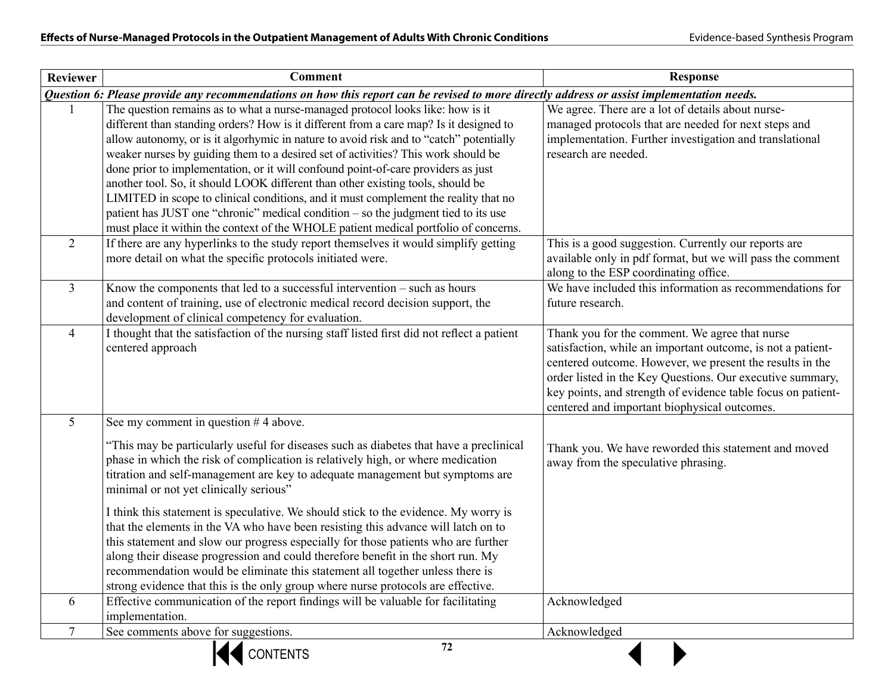| Reviewer | Comment | Response |
|---|---|---|
| ***Question 6: Please provide any recommendations on how this report can be revised to more directly address or assist implementation needs.*** | | |
| 1 | The question remains as to what a nurse-managed protocol looks like: how is it different than standing orders? How is it different from a care map? Is it designed to allow autonomy, or is it algorhymic in nature to avoid risk and to "catch" potentially weaker nurses by guiding them to a desired set of activities? This work should be done prior to implementation, or it will confound point-of-care providers as just another tool. So, it should LOOK different than other existing tools, should be LIMITED in scope to clinical conditions, and it must complement the reality that no patient has JUST one "chronic" medical condition – so the judgment tied to its use must place it within the context of the WHOLE patient medical portfolio of concerns. | We agree. There are a lot of details about nurse-managed protocols that are needed for next steps and implementation. Further investigation and translational research are needed. |
| 2 | If there are any hyperlinks to the study report themselves it would simplify getting more detail on what the specific protocols initiated were. | This is a good suggestion. Currently our reports are available only in pdf format, but we will pass the comment along to the ESP coordinating office. |
| 3 | Know the components that led to a successful intervention – such as hours and content of training, use of electronic medical record decision support, the development of clinical competency for evaluation. | We have included this information as recommendations for future research. |
| 4 | I thought that the satisfaction of the nursing staff listed first did not reflect a patient centered approach | Thank you for the comment. We agree that nurse satisfaction, while an important outcome, is not a patient-centered outcome. However, we present the results in the order listed in the Key Questions. Our executive summary, key points, and strength of evidence table focus on patient-centered and important biophysical outcomes. |
| 5 | See my comment in question # 4 above.<br><br>"This may be particularly useful for diseases such as diabetes that have a preclinical phase in which the risk of complication is relatively high, or where medication titration and self-management are key to adequate management but symptoms are minimal or not yet clinically serious"<br><br>I think this statement is speculative. We should stick to the evidence. My worry is that the elements in the VA who have been resisting this advance will latch on to this statement and slow our progress especially for those patients who are further along their disease progression and could therefore benefit in the short run. My recommendation would be eliminate this statement all together unless there is strong evidence that this is the only group where nurse protocols are effective. | Thank you. We have reworded this statement and moved away from the speculative phrasing. |
| 6 | Effective communication of the report findings will be valuable for facilitating implementation. | Acknowledged |
| 7 | See comments above for suggestions. | Acknowledged |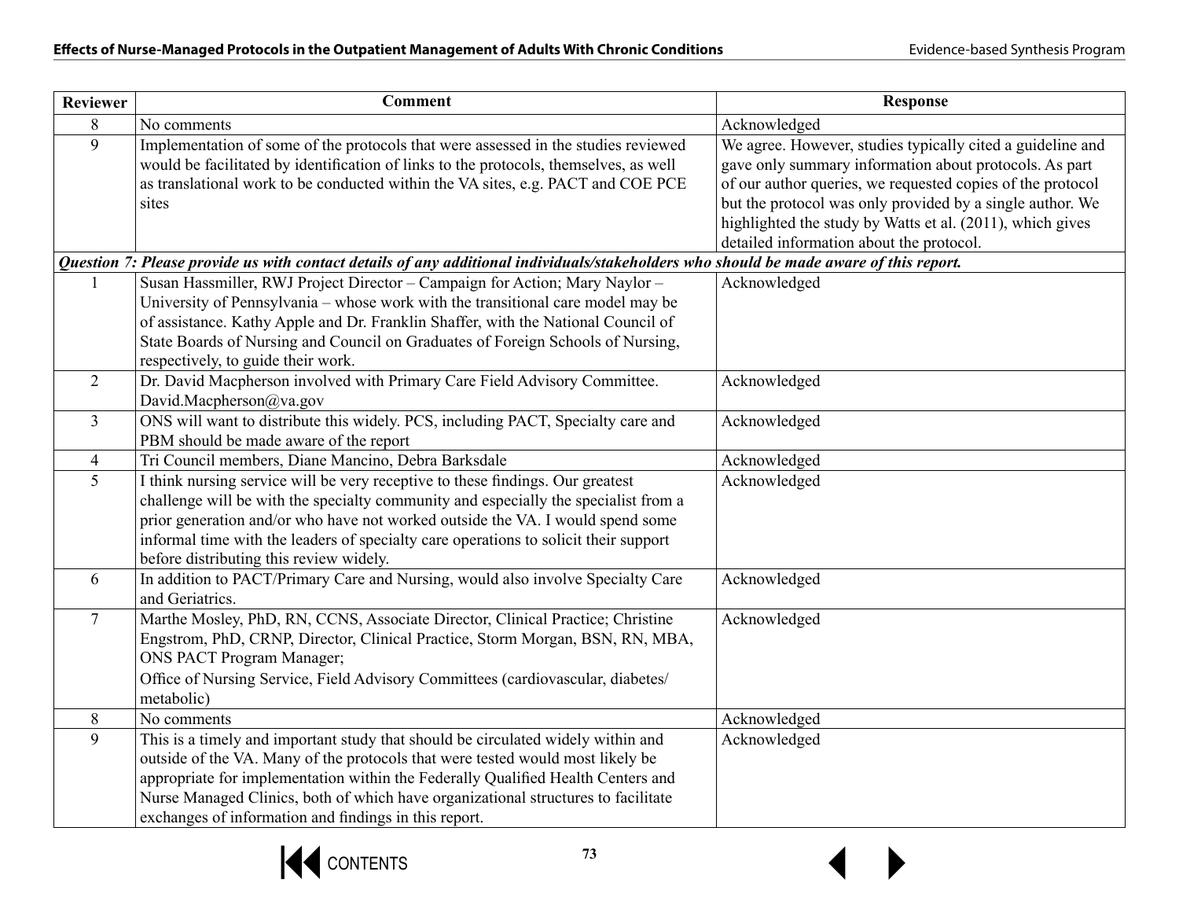| Reviewer | Comment | Response |
|---|---|---|
| 8 | No comments | Acknowledged |
| 9 | Implementation of some of the protocols that were assessed in the studies reviewed would be facilitated by identification of links to the protocols, themselves, as well as translational work to be conducted within the VA sites, e.g. PACT and COE PCE sites | We agree. However, studies typically cited a guideline and gave only summary information about protocols. As part of our author queries, we requested copies of the protocol but the protocol was only provided by a single author. We highlighted the study by Watts et al. (2011), which gives detailed information about the protocol. |
| ***Question 7: Please provide us with contact details of any additional individuals/stakeholders who should be made aware of this report.*** | | |
| 1 | Susan Hassmiller, RWJ Project Director – Campaign for Action; Mary Naylor – University of Pennsylvania – whose work with the transitional care model may be of assistance. Kathy Apple and Dr. Franklin Shaffer, with the National Council of State Boards of Nursing and Council on Graduates of Foreign Schools of Nursing, respectively, to guide their work. | Acknowledged |
| 2 | Dr. David Macpherson involved with Primary Care Field Advisory Committee. David.Macpherson@va.gov | Acknowledged |
| 3 | ONS will want to distribute this widely. PCS, including PACT, Specialty care and PBM should be made aware of the report | Acknowledged |
| 4 | Tri Council members, Diane Mancino, Debra Barksdale | Acknowledged |
| 5 | I think nursing service will be very receptive to these findings. Our greatest challenge will be with the specialty community and especially the specialist from a prior generation and/or who have not worked outside the VA. I would spend some informal time with the leaders of specialty care operations to solicit their support before distributing this review widely. | Acknowledged |
| 6 | In addition to PACT/Primary Care and Nursing, would also involve Specialty Care and Geriatrics. | Acknowledged |
| 7 | Marthe Mosley, PhD, RN, CCNS, Associate Director, Clinical Practice; Christine Engstrom, PhD, CRNP, Director, Clinical Practice, Storm Morgan, BSN, RN, MBA, ONS PACT Program Manager; Office of Nursing Service, Field Advisory Committees (cardiovascular, diabetes/metabolic) | Acknowledged |
| 8 | No comments | Acknowledged |
| 9 | This is a timely and important study that should be circulated widely within and outside of the VA. Many of the protocols that were tested would most likely be appropriate for implementation within the Federally Qualified Health Centers and Nurse Managed Clinics, both of which have organizational structures to facilitate exchanges of information and findings in this report. | Acknowledged |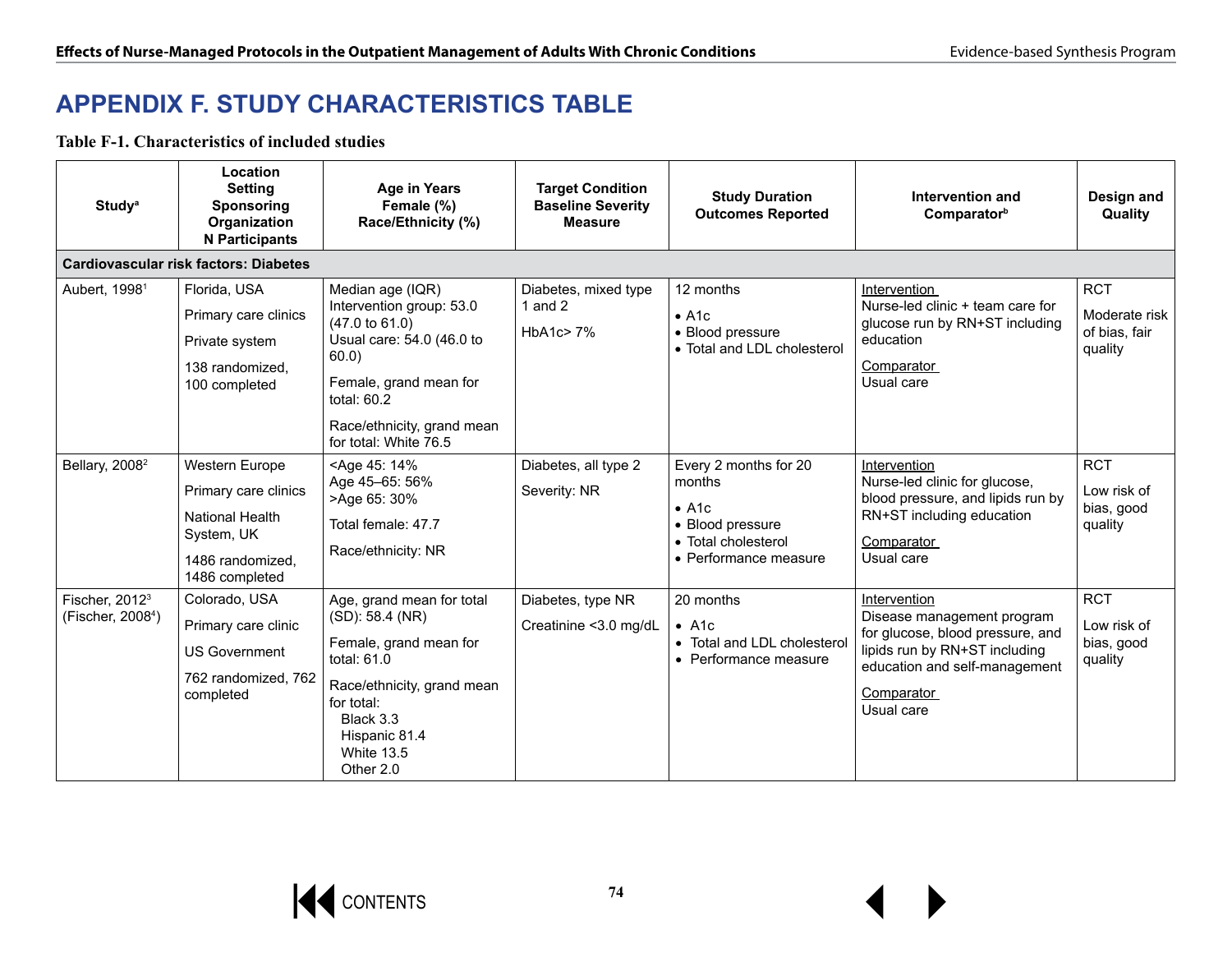# APPENDIX F. STUDY CHARACTERISTICS TABLE

**Table F-1. Characteristics of included studies**

| Study[a] | Location<br>Setting<br>Sponsoring Organization<br>N Participants | Age in Years<br>Female (%)<br>Race/Ethnicity (%) | Target Condition<br>Baseline Severity<br>Measure | Study Duration<br>Outcomes Reported | Intervention and Comparator[b] | Design and Quality |
|---|---|---|---|---|---|---|
| **Cardiovascular risk factors: Diabetes** | | | | | | |
| Aubert, 1998[1] | Florida, USA<br>Primary care clinics<br>Private system<br>138 randomized, 100 completed | Median age (IQR)<br>Intervention group: 53.0 (47.0 to 61.0)<br>Usual care: 54.0 (46.0 to 60.0)<br>Female, grand mean for total: 60.2<br>Race/ethnicity, grand mean for total: White 76.5 | Diabetes, mixed type 1 and 2<br>HbA1c> 7% | 12 months<br>• A1c<br>• Blood pressure<br>• Total and LDL cholesterol | Intervention<br>Nurse-led clinic + team care for glucose run by RN+ST including education<br>Comparator<br>Usual care | RCT<br>Moderate risk of bias, fair quality |
| Bellary, 2008[2] | Western Europe<br>Primary care clinics<br>National Health System, UK<br>1486 randomized, 1486 completed | <Age 45: 14%<br>Age 45–65: 56%<br>>Age 65: 30%<br>Total female: 47.7<br>Race/ethnicity: NR | Diabetes, all type 2<br>Severity: NR | Every 2 months for 20 months<br>• A1c<br>• Blood pressure<br>• Total cholesterol<br>• Performance measure | Intervention<br>Nurse-led clinic for glucose, blood pressure, and lipids run by RN+ST including education<br>Comparator<br>Usual care | RCT<br>Low risk of bias, good quality |
| Fischer, 2012[3]<br>(Fischer, 2008[4]) | Colorado, USA<br>Primary care clinic<br>US Government<br>762 randomized, 762 completed | Age, grand mean for total (SD): 58.4 (NR)<br>Female, grand mean for total: 61.0<br>Race/ethnicity, grand mean for total:<br>Black 3.3<br>Hispanic 81.4<br>White 13.5<br>Other 2.0 | Diabetes, type NR<br>Creatinine <3.0 mg/dL | 20 months<br>• A1c<br>• Total and LDL cholesterol<br>• Performance measure | Intervention<br>Disease management program for glucose, blood pressure, and lipids run by RN+ST including education and self-management<br>Comparator<br>Usual care | RCT<br>Low risk of bias, good quality |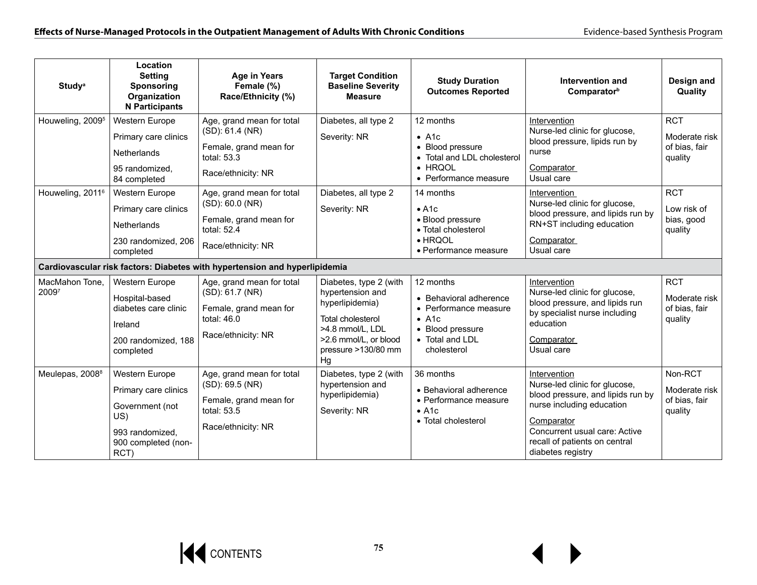| Study[a] | Location Setting Sponsoring Organization N Participants | Age in Years Female (%) Race/Ethnicity (%) | Target Condition Baseline Severity Measure | Study Duration Outcomes Reported | Intervention and Comparator[b] | Design and Quality |
|---|---|---|---|---|---|---|
| Houweling, 2009[5] | Western Europe<br>Primary care clinics<br>Netherlands<br>95 randomized, 84 completed | Age, grand mean for total (SD): 61.4 (NR)<br>Female, grand mean for total: 53.3<br>Race/ethnicity: NR | Diabetes, all type 2<br>Severity: NR | 12 months<br>• A1c<br>• Blood pressure<br>• Total and LDL cholesterol<br>• HRQOL<br>• Performance measure | Intervention<br>Nurse-led clinic for glucose, blood pressure, lipids run by nurse<br>Comparator<br>Usual care | RCT<br>Moderate risk of bias, fair quality |
| Houweling, 2011[6] | Western Europe<br>Primary care clinics<br>Netherlands<br>230 randomized, 206 completed | Age, grand mean for total (SD): 60.0 (NR)<br>Female, grand mean for total: 52.4<br>Race/ethnicity: NR | Diabetes, all type 2<br>Severity: NR | 14 months<br>• A1c<br>• Blood pressure<br>• Total cholesterol<br>• HRQOL<br>• Performance measure | Intervention<br>Nurse-led clinic for glucose, blood pressure, and lipids run by RN+ST including education<br>Comparator<br>Usual care | RCT<br>Low risk of bias, good quality |
| **Cardiovascular risk factors: Diabetes with hypertension and hyperlipidemia** | | | | | | |
| MacMahon Tone, 2009[7] | Western Europe<br>Hospital-based diabetes care clinic<br>Ireland<br>200 randomized, 188 completed | Age, grand mean for total (SD): 61.7 (NR)<br>Female, grand mean for total: 46.0<br>Race/ethnicity: NR | Diabetes, type 2 (with hypertension and hyperlipidemia)<br>Total cholesterol >4.8 mmol/L, LDL >2.6 mmol/L, or blood pressure >130/80 mm Hg | 12 months<br>• Behavioral adherence<br>• Performance measure<br>• A1c<br>• Blood pressure<br>• Total and LDL cholesterol | Intervention<br>Nurse-led clinic for glucose, blood pressure, and lipids run by specialist nurse including education<br>Comparator<br>Usual care | RCT<br>Moderate risk of bias, fair quality |
| Meulepas, 2008[8] | Western Europe<br>Primary care clinics<br>Government (not US)<br>993 randomized, 900 completed (non-RCT) | Age, grand mean for total (SD): 69.5 (NR)<br>Female, grand mean for total: 53.5<br>Race/ethnicity: NR | Diabetes, type 2 (with hypertension and hyperlipidemia)<br>Severity: NR | 36 months<br>• Behavioral adherence<br>• Performance measure<br>• A1c<br>• Total cholesterol | Intervention<br>Nurse-led clinic for glucose, blood pressure, and lipids run by nurse including education<br>Comparator<br>Concurrent usual care: Active recall of patients on central diabetes registry | Non-RCT<br>Moderate risk of bias, fair quality |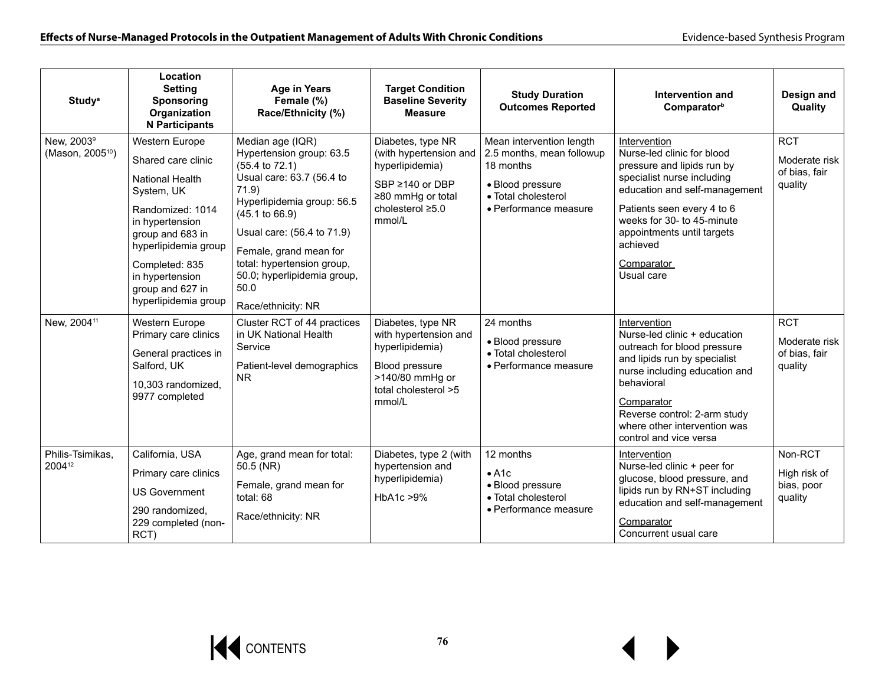| Study[a] | Location<br>Setting<br>Sponsoring Organization<br>N Participants | Age in Years<br>Female (%)<br>Race/Ethnicity (%) | Target Condition<br>Baseline Severity Measure | Study Duration<br>Outcomes Reported | Intervention and Comparator[b] | Design and Quality |
|---|---|---|---|---|---|---|
| New, 2003[9] (Mason, 2005[10]) | Western Europe<br>Shared care clinic<br>National Health System, UK<br>Randomized: 1014 in hypertension group and 683 in hyperlipidemia group<br>Completed: 835 in hypertension group and 627 in hyperlipidemia group | Median age (IQR)<br>Hypertension group: 63.5 (55.4 to 72.1)<br>Usual care: 63.7 (56.4 to 71.9)<br>Hyperlipidemia group: 56.5 (45.1 to 66.9)<br>Usual care: (56.4 to 71.9)<br>Female, grand mean for total: hypertension group, 50.0; hyperlipidemia group, 50.0<br>Race/ethnicity: NR | Diabetes, type NR (with hypertension and hyperlipidemia)<br>SBP ≥140 or DBP ≥80 mmHg or total cholesterol ≥5.0 mmol/L | Mean intervention length 2.5 months, mean followup 18 months<br>• Blood pressure<br>• Total cholesterol<br>• Performance measure | Intervention<br>Nurse-led clinic for blood pressure and lipids run by specialist nurse including education and self-management<br>Patients seen every 4 to 6 weeks for 30- to 45-minute appointments until targets achieved<br>Comparator<br>Usual care | RCT<br>Moderate risk of bias, fair quality |
| New, 2004[11] | Western Europe<br>Primary care clinics<br>General practices in Salford, UK<br>10,303 randomized, 9977 completed | Cluster RCT of 44 practices in UK National Health Service<br>Patient-level demographics NR | Diabetes, type NR with hypertension and hyperlipidemia)<br>Blood pressure >140/80 mmHg or total cholesterol >5 mmol/L | 24 months<br>• Blood pressure<br>• Total cholesterol<br>• Performance measure | Intervention<br>Nurse-led clinic + education outreach for blood pressure and lipids run by specialist nurse including education and behavioral<br>Comparator<br>Reverse control: 2-arm study where other intervention was control and vice versa | RCT<br>Moderate risk of bias, fair quality |
| Philis-Tsimikas, 2004[12] | California, USA<br>Primary care clinics<br>US Government<br>290 randomized, 229 completed (non-RCT) | Age, grand mean for total: 50.5 (NR)<br>Female, grand mean for total: 68<br>Race/ethnicity: NR | Diabetes, type 2 (with hypertension and hyperlipidemia)<br>HbA1c >9% | 12 months<br>• A1c<br>• Blood pressure<br>• Total cholesterol<br>• Performance measure | Intervention<br>Nurse-led clinic + peer for glucose, blood pressure, and lipids run by RN+ST including education and self-management<br>Comparator<br>Concurrent usual care | Non-RCT<br>High risk of bias, poor quality |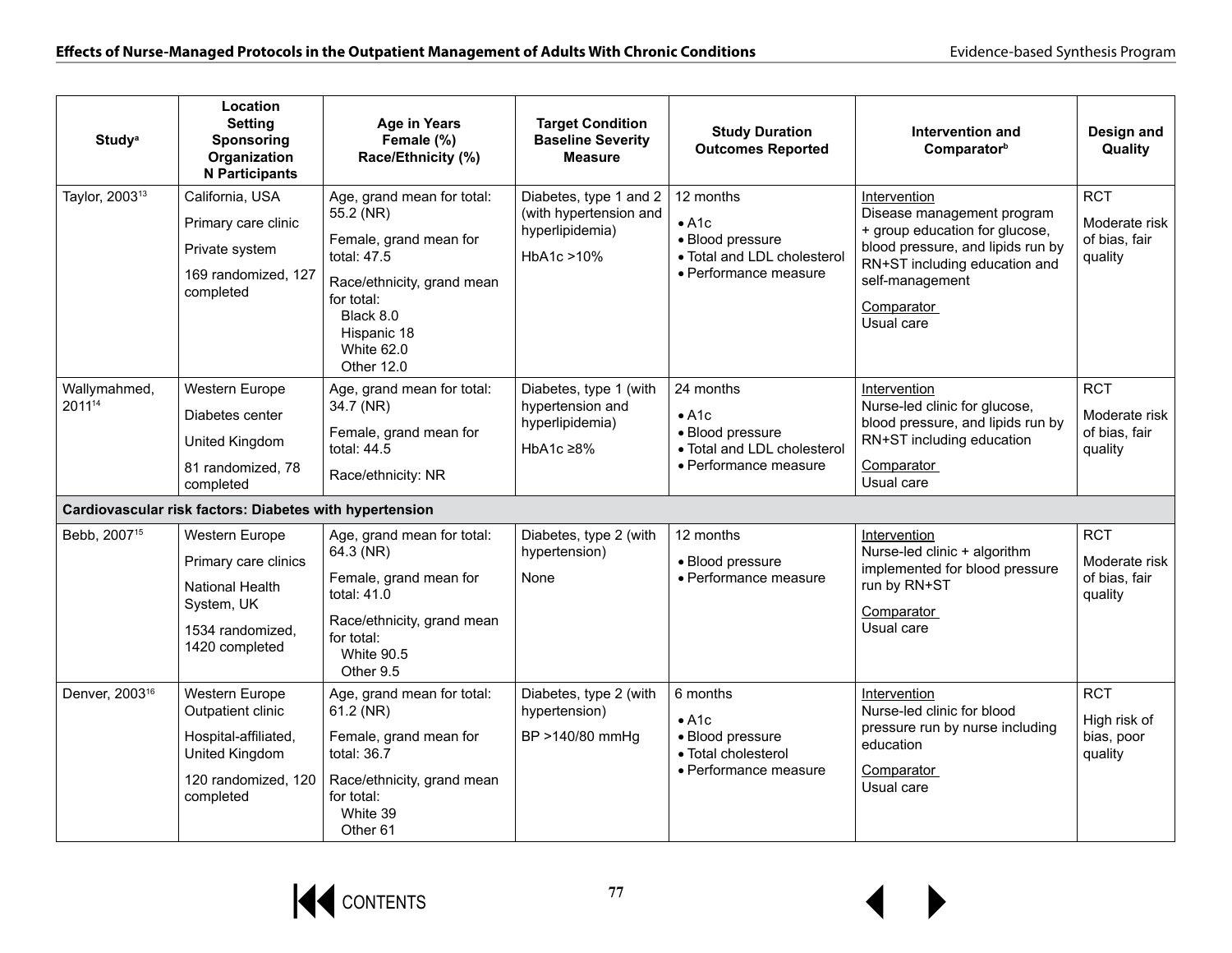| Study[a] | Location<br>Setting<br>Sponsoring Organization<br>N Participants | Age in Years<br>Female (%)<br>Race/Ethnicity (%) | Target Condition<br>Baseline Severity Measure | Study Duration<br>Outcomes Reported | Intervention and Comparator[b] | Design and Quality |
|---|---|---|---|---|---|---|
| Taylor, 2003[13] | California, USA<br>Primary care clinic<br>Private system<br>169 randomized, 127 completed | Age, grand mean for total: 55.2 (NR)<br>Female, grand mean for total: 47.5<br>Race/ethnicity, grand mean for total:<br>Black 8.0<br>Hispanic 18<br>White 62.0<br>Other 12.0 | Diabetes, type 1 and 2 (with hypertension and hyperlipidemia)<br>HbA1c >10% | 12 months<br>• A1c<br>• Blood pressure<br>• Total and LDL cholesterol<br>• Performance measure | Intervention<br>Disease management program + group education for glucose, blood pressure, and lipids run by RN+ST including education and self-management<br>Comparator<br>Usual care | RCT<br>Moderate risk of bias, fair quality |
| Wallymahmed, 2011[14] | Western Europe<br>Diabetes center<br>United Kingdom<br>81 randomized, 78 completed | Age, grand mean for total: 34.7 (NR)<br>Female, grand mean for total: 44.5<br>Race/ethnicity: NR | Diabetes, type 1 (with hypertension and hyperlipidemia)<br>HbA1c ≥8% | 24 months<br>• A1c<br>• Blood pressure<br>• Total and LDL cholesterol<br>• Performance measure | Intervention<br>Nurse-led clinic for glucose, blood pressure, and lipids run by RN+ST including education<br>Comparator<br>Usual care | RCT<br>Moderate risk of bias, fair quality |
| **Cardiovascular risk factors: Diabetes with hypertension** | | | | | | |
| Bebb, 2007[15] | Western Europe<br>Primary care clinics<br>National Health System, UK<br>1534 randomized, 1420 completed | Age, grand mean for total: 64.3 (NR)<br>Female, grand mean for total: 41.0<br>Race/ethnicity, grand mean for total:<br>White 90.5<br>Other 9.5 | Diabetes, type 2 (with hypertension)<br>None | 12 months<br>• Blood pressure<br>• Performance measure | Intervention<br>Nurse-led clinic + algorithm implemented for blood pressure run by RN+ST<br>Comparator<br>Usual care | RCT<br>Moderate risk of bias, fair quality |
| Denver, 2003[16] | Western Europe Outpatient clinic<br>Hospital-affiliated, United Kingdom<br>120 randomized, 120 completed | Age, grand mean for total: 61.2 (NR)<br>Female, grand mean for total: 36.7<br>Race/ethnicity, grand mean for total:<br>White 39<br>Other 61 | Diabetes, type 2 (with hypertension)<br>BP >140/80 mmHg | 6 months<br>• A1c<br>• Blood pressure<br>• Total cholesterol<br>• Performance measure | Intervention<br>Nurse-led clinic for blood pressure run by nurse including education<br>Comparator<br>Usual care | RCT<br>High risk of bias, poor quality |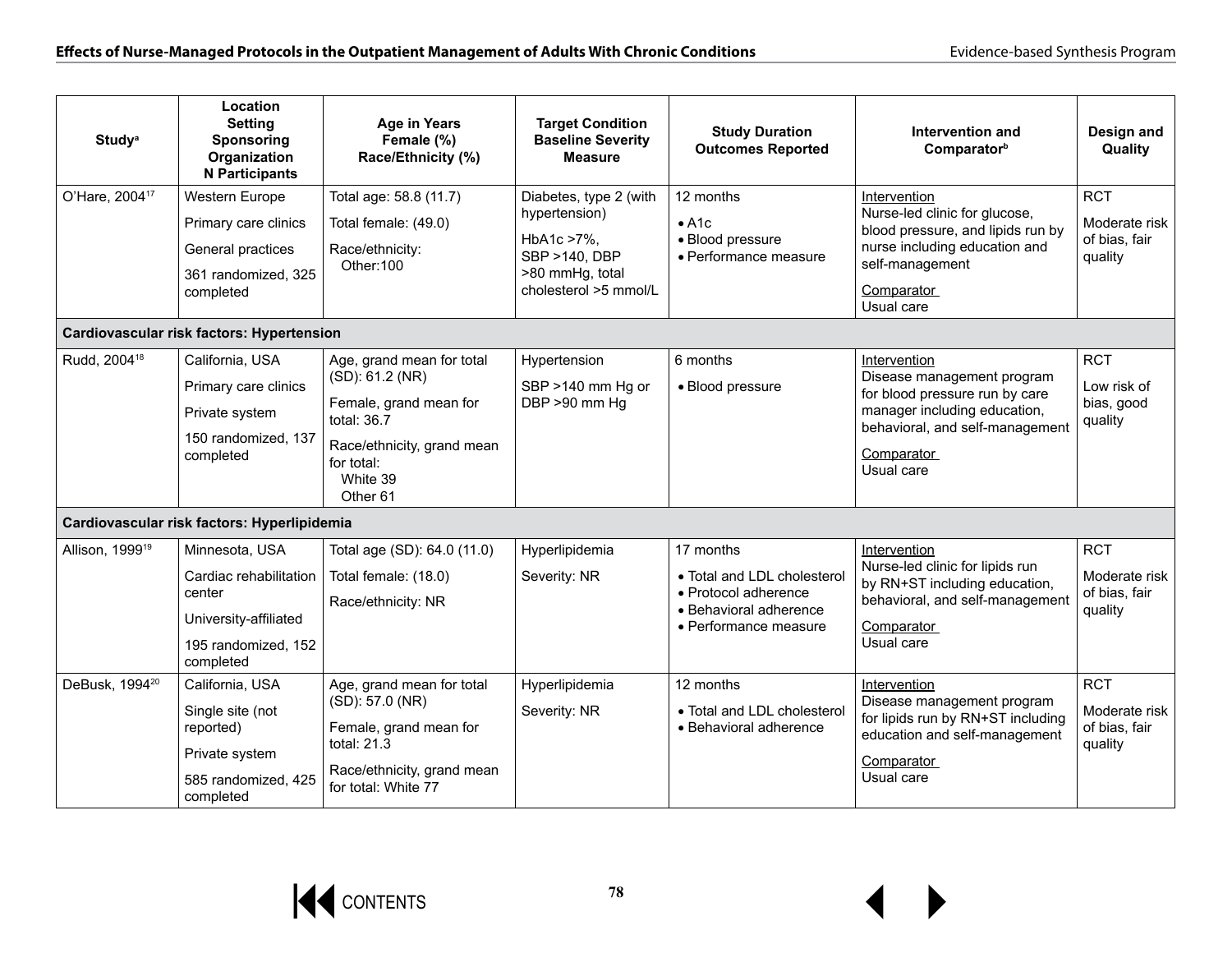| Study[a] | Location Setting Sponsoring Organization N Participants | Age in Years Female (%) Race/Ethnicity (%) | Target Condition Baseline Severity Measure | Study Duration Outcomes Reported | Intervention and Comparator[b] | Design and Quality |
|---|---|---|---|---|---|---|
| O'Hare, 2004[17] | Western Europe<br>Primary care clinics<br>General practices<br>361 randomized, 325 completed | Total age: 58.8 (11.7)<br>Total female: (49.0)<br>Race/ethnicity:<br>Other:100 | Diabetes, type 2 (with hypertension)<br>HbA1c >7%, SBP >140, DBP >80 mmHg, total cholesterol >5 mmol/L | 12 months<br>• A1c<br>• Blood pressure<br>• Performance measure | Intervention<br>Nurse-led clinic for glucose, blood pressure, and lipids run by nurse including education and self-management<br>Comparator<br>Usual care | RCT<br>Moderate risk of bias, fair quality |
| **Cardiovascular risk factors: Hypertension** | | | | | | |
| Rudd, 2004[18] | California, USA<br>Primary care clinics<br>Private system<br>150 randomized, 137 completed | Age, grand mean for total (SD): 61.2 (NR)<br>Female, grand mean for total: 36.7<br>Race/ethnicity, grand mean for total:<br>White 39<br>Other 61 | Hypertension<br>SBP >140 mm Hg or DBP >90 mm Hg | 6 months<br>• Blood pressure | Intervention<br>Disease management program for blood pressure run by care manager including education, behavioral, and self-management<br>Comparator<br>Usual care | RCT<br>Low risk of bias, good quality |
| **Cardiovascular risk factors: Hyperlipidemia** | | | | | | |
| Allison, 1999[19] | Minnesota, USA<br>Cardiac rehabilitation center<br>University-affiliated<br>195 randomized, 152 completed | Total age (SD): 64.0 (11.0)<br>Total female: (18.0)<br>Race/ethnicity: NR | Hyperlipidemia<br>Severity: NR | 17 months<br>• Total and LDL cholesterol<br>• Protocol adherence<br>• Behavioral adherence<br>• Performance measure | Intervention<br>Nurse-led clinic for lipids run by RN+ST including education, behavioral, and self-management<br>Comparator<br>Usual care | RCT<br>Moderate risk of bias, fair quality |
| DeBusk, 1994[20] | California, USA<br>Single site (not reported)<br>Private system<br>585 randomized, 425 completed | Age, grand mean for total (SD): 57.0 (NR)<br>Female, grand mean for total: 21.3<br>Race/ethnicity, grand mean for total: White 77 | Hyperlipidemia<br>Severity: NR | 12 months<br>• Total and LDL cholesterol<br>• Behavioral adherence | Intervention<br>Disease management program for lipids run by RN+ST including education and self-management<br>Comparator<br>Usual care | RCT<br>Moderate risk of bias, fair quality |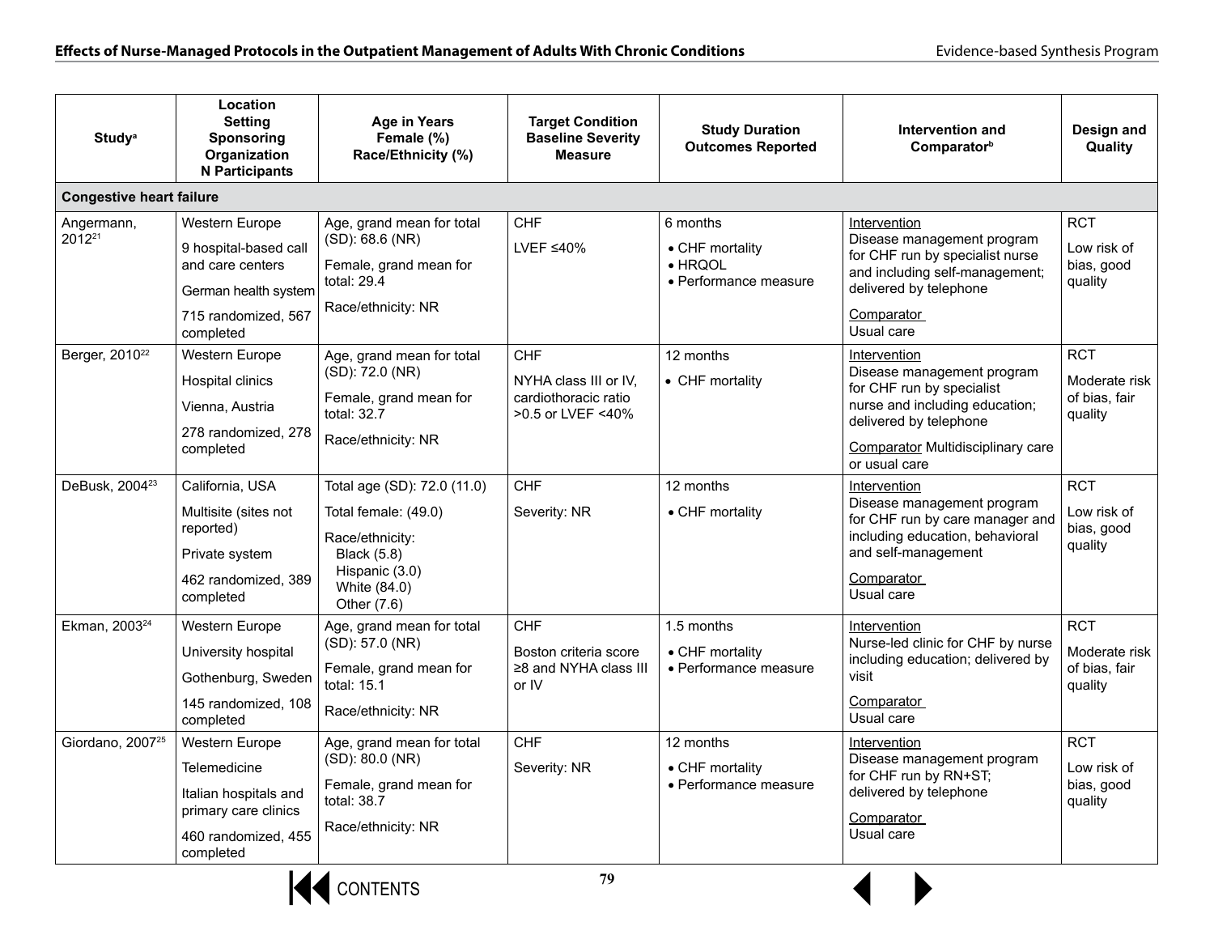| Study[a] | Location<br>Setting<br>Sponsoring Organization<br>N Participants | Age in Years<br>Female (%)<br>Race/Ethnicity (%) | Target Condition<br>Baseline Severity Measure | Study Duration<br>Outcomes Reported | Intervention and Comparator[b] | Design and Quality |
|---|---|---|---|---|---|---|
| **Congestive heart failure** | | | | | | |
| Angermann, 2012[21] | Western Europe<br>9 hospital-based call and care centers<br>German health system<br>715 randomized, 567 completed | Age, grand mean for total (SD): 68.6 (NR)<br>Female, grand mean for total: 29.4<br>Race/ethnicity: NR | CHF<br>LVEF ≤40% | 6 months<br>• CHF mortality<br>• HRQOL<br>• Performance measure | Intervention<br>Disease management program for CHF run by specialist nurse and including self-management; delivered by telephone<br>Comparator<br>Usual care | RCT<br>Low risk of bias, good quality |
| Berger, 2010[22] | Western Europe<br>Hospital clinics<br>Vienna, Austria<br>278 randomized, 278 completed | Age, grand mean for total (SD): 72.0 (NR)<br>Female, grand mean for total: 32.7<br>Race/ethnicity: NR | CHF<br>NYHA class III or IV, cardiothoracic ratio >0.5 or LVEF <40% | 12 months<br>• CHF mortality | Intervention<br>Disease management program for CHF run by specialist nurse and including education; delivered by telephone<br>Comparator Multidisciplinary care or usual care | RCT<br>Moderate risk of bias, fair quality |
| DeBusk, 2004[23] | California, USA<br>Multisite (sites not reported)<br>Private system<br>462 randomized, 389 completed | Total age (SD): 72.0 (11.0)<br>Total female: (49.0)<br>Race/ethnicity:<br>Black (5.8)<br>Hispanic (3.0)<br>White (84.0)<br>Other (7.6) | CHF<br>Severity: NR | 12 months<br>• CHF mortality | Intervention<br>Disease management program for CHF run by care manager and including education, behavioral and self-management<br>Comparator<br>Usual care | RCT<br>Low risk of bias, good quality |
| Ekman, 2003[24] | Western Europe<br>University hospital<br>Gothenburg, Sweden<br>145 randomized, 108 completed | Age, grand mean for total (SD): 57.0 (NR)<br>Female, grand mean for total: 15.1<br>Race/ethnicity: NR | CHF<br>Boston criteria score ≥8 and NYHA class III or IV | 1.5 months<br>• CHF mortality<br>• Performance measure | Intervention<br>Nurse-led clinic for CHF by nurse including education; delivered by visit<br>Comparator<br>Usual care | RCT<br>Moderate risk of bias, fair quality |
| Giordano, 2007[25] | Western Europe<br>Telemedicine<br>Italian hospitals and primary care clinics<br>460 randomized, 455 completed | Age, grand mean for total (SD): 80.0 (NR)<br>Female, grand mean for total: 38.7<br>Race/ethnicity: NR | CHF<br>Severity: NR | 12 months<br>• CHF mortality<br>• Performance measure | Intervention<br>Disease management program for CHF run by RN+ST; delivered by telephone<br>Comparator<br>Usual care | RCT<br>Low risk of bias, good quality |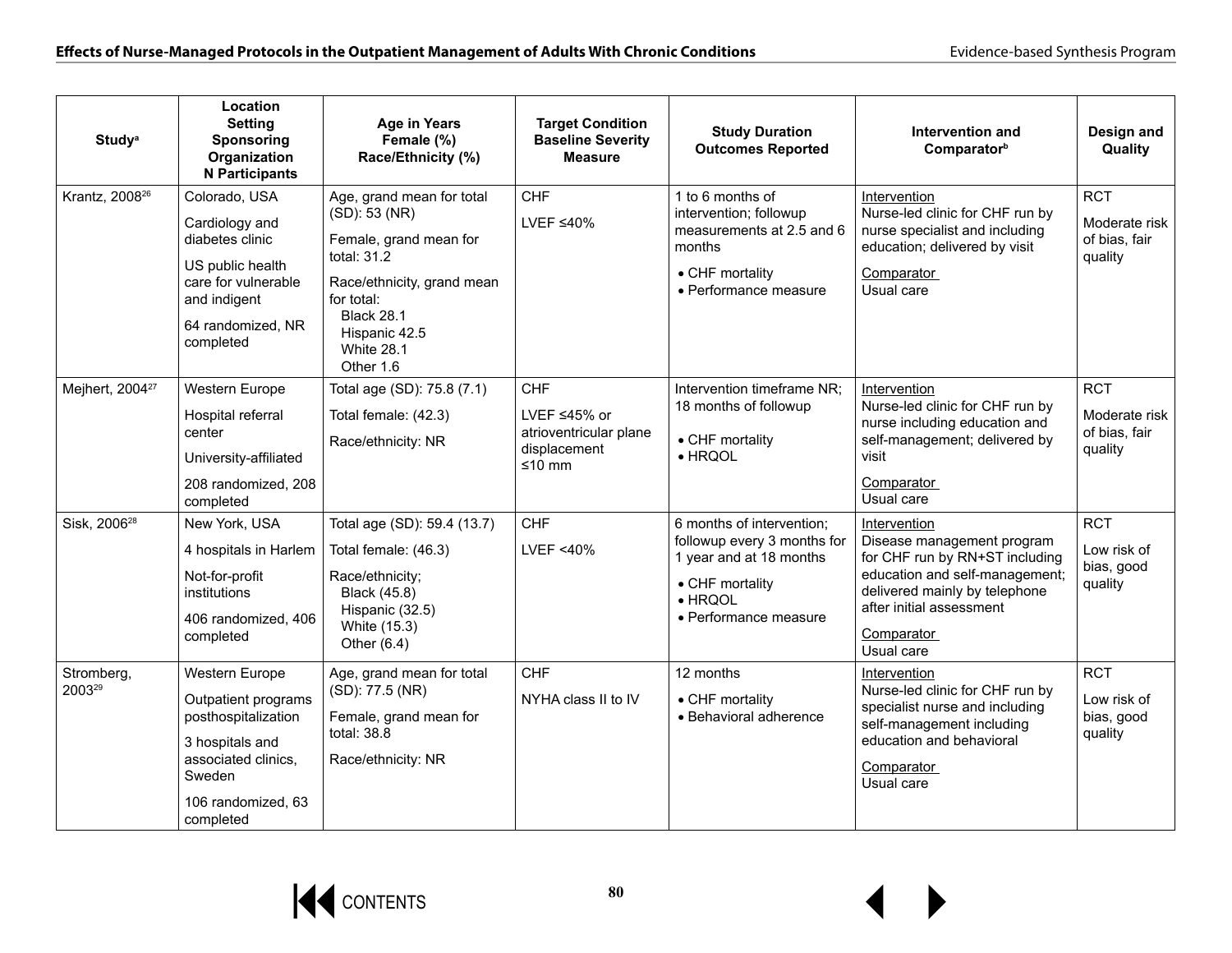| Study[a] | Location Setting Sponsoring Organization N Participants | Age in Years Female (%) Race/Ethnicity (%) | Target Condition Baseline Severity Measure | Study Duration Outcomes Reported | Intervention and Comparator[b] | Design and Quality |
|---|---|---|---|---|---|---|
| Krantz, 2008[26] | Colorado, USA<br><br>Cardiology and diabetes clinic<br><br>US public health care for vulnerable and indigent<br><br>64 randomized, NR completed | Age, grand mean for total (SD): 53 (NR)<br><br>Female, grand mean for total: 31.2<br><br>Race/ethnicity, grand mean for total:<br>Black 28.1<br>Hispanic 42.5<br>White 28.1<br>Other 1.6 | CHF<br><br>LVEF ≤40% | 1 to 6 months of intervention; followup measurements at 2.5 and 6 months<br><br>• CHF mortality<br>• Performance measure | Intervention<br>Nurse-led clinic for CHF run by nurse specialist and including education; delivered by visit<br><br>Comparator<br>Usual care | RCT<br><br>Moderate risk of bias, fair quality |
| Mejhert, 2004[27] | Western Europe<br><br>Hospital referral center<br><br>University-affiliated<br><br>208 randomized, 208 completed | Total age (SD): 75.8 (7.1)<br><br>Total female: (42.3)<br><br>Race/ethnicity: NR | CHF<br><br>LVEF ≤45% or atrioventricular plane displacement ≤10 mm | Intervention timeframe NR; 18 months of followup<br><br>• CHF mortality<br>• HRQOL | Intervention<br>Nurse-led clinic for CHF run by nurse including education and self-management; delivered by visit<br><br>Comparator<br>Usual care | RCT<br><br>Moderate risk of bias, fair quality |
| Sisk, 2006[28] | New York, USA<br><br>4 hospitals in Harlem<br><br>Not-for-profit institutions<br><br>406 randomized, 406 completed | Total age (SD): 59.4 (13.7)<br><br>Total female: (46.3)<br><br>Race/ethnicity;<br>Black (45.8)<br>Hispanic (32.5)<br>White (15.3)<br>Other (6.4) | CHF<br><br>LVEF <40% | 6 months of intervention; followup every 3 months for 1 year and at 18 months<br><br>• CHF mortality<br>• HRQOL<br>• Performance measure | Intervention<br>Disease management program for CHF run by RN+ST including education and self-management; delivered mainly by telephone after initial assessment<br><br>Comparator<br>Usual care | RCT<br><br>Low risk of bias, good quality |
| Stromberg, 2003[29] | Western Europe<br><br>Outpatient programs posthospitalization<br><br>3 hospitals and associated clinics, Sweden<br><br>106 randomized, 63 completed | Age, grand mean for total (SD): 77.5 (NR)<br><br>Female, grand mean for total: 38.8<br><br>Race/ethnicity: NR | CHF<br><br>NYHA class II to IV | 12 months<br><br>• CHF mortality<br>• Behavioral adherence | Intervention<br>Nurse-led clinic for CHF run by specialist nurse and including self-management including education and behavioral<br><br>Comparator<br>Usual care | RCT<br><br>Low risk of bias, good quality |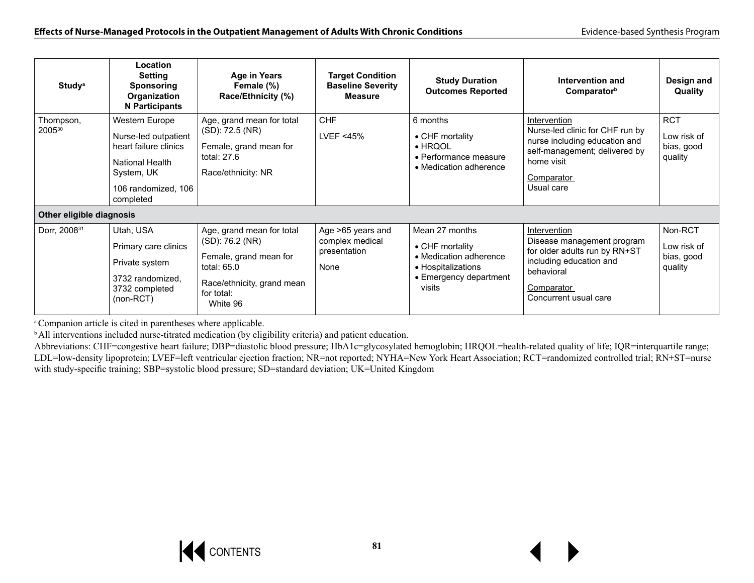| Study[a] | Location<br>Setting<br>Sponsoring Organization<br>N Participants | Age in Years<br>Female (%)<br>Race/Ethnicity (%) | Target Condition<br>Baseline Severity Measure | Study Duration<br>Outcomes Reported | Intervention and Comparator[b] | Design and Quality |
|---|---|---|---|---|---|---|
| Thompson, 2005[30] | Western Europe<br>Nurse-led outpatient heart failure clinics<br>National Health System, UK<br>106 randomized, 106 completed | Age, grand mean for total (SD): 72.5 (NR)<br>Female, grand mean for total: 27.6<br>Race/ethnicity: NR | CHF<br>LVEF <45% | 6 months<br>• CHF mortality<br>• HRQOL<br>• Performance measure<br>• Medication adherence | Intervention<br>Nurse-led clinic for CHF run by nurse including education and self-management; delivered by home visit<br>Comparator<br>Usual care | RCT<br>Low risk of bias, good quality |
| **Other eligible diagnosis** | | | | | | |
| Dorr, 2008[31] | Utah, USA<br>Primary care clinics<br>Private system<br>3732 randomized, 3732 completed (non-RCT) | Age, grand mean for total (SD): 76.2 (NR)<br>Female, grand mean for total: 65.0<br>Race/ethnicity, grand mean for total:<br>White 96 | Age >65 years and complex medical presentation<br>None | Mean 27 months<br>• CHF mortality<br>• Medication adherence<br>• Hospitalizations<br>• Emergency department visits | Intervention<br>Disease management program for older adults run by RN+ST including education and behavioral<br>Comparator<br>Concurrent usual care | Non-RCT<br>Low risk of bias, good quality |

[a] Companion article is cited in parentheses where applicable.

[b] All interventions included nurse-titrated medication (by eligibility criteria) and patient education.

Abbreviations: CHF=congestive heart failure; DBP=diastolic blood pressure; HbA1c=glycosylated hemoglobin; HRQOL=health-related quality of life; IQR=interquartile range; LDL=low-density lipoprotein; LVEF=left ventricular ejection fraction; NR=not reported; NYHA=New York Heart Association; RCT=randomized controlled trial; RN+ST=nurse with study-specific training; SBP=systolic blood pressure; SD=standard deviation; UK=United Kingdom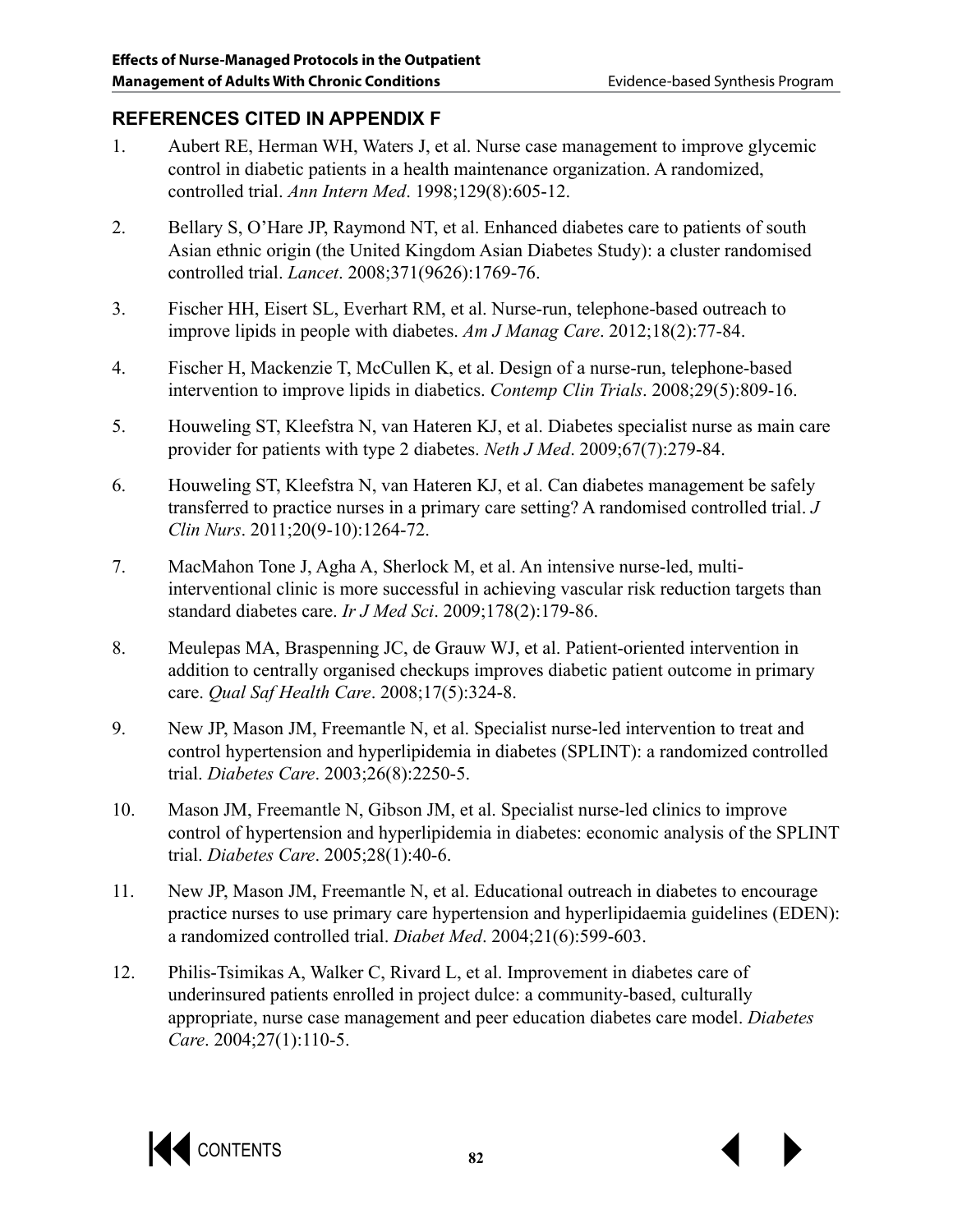## REFERENCES CITED IN APPENDIX F

1. Aubert RE, Herman WH, Waters J, et al. Nurse case management to improve glycemic control in diabetic patients in a health maintenance organization. A randomized, controlled trial. *Ann Intern Med*. 1998;129(8):605-12.

2. Bellary S, O'Hare JP, Raymond NT, et al. Enhanced diabetes care to patients of south Asian ethnic origin (the United Kingdom Asian Diabetes Study): a cluster randomised controlled trial. *Lancet*. 2008;371(9626):1769-76.

3. Fischer HH, Eisert SL, Everhart RM, et al. Nurse-run, telephone-based outreach to improve lipids in people with diabetes. *Am J Manag Care*. 2012;18(2):77-84.

4. Fischer H, Mackenzie T, McCullen K, et al. Design of a nurse-run, telephone-based intervention to improve lipids in diabetics. *Contemp Clin Trials*. 2008;29(5):809-16.

5. Houweling ST, Kleefstra N, van Hateren KJ, et al. Diabetes specialist nurse as main care provider for patients with type 2 diabetes. *Neth J Med*. 2009;67(7):279-84.

6. Houweling ST, Kleefstra N, van Hateren KJ, et al. Can diabetes management be safely transferred to practice nurses in a primary care setting? A randomised controlled trial. *J Clin Nurs*. 2011;20(9-10):1264-72.

7. MacMahon Tone J, Agha A, Sherlock M, et al. An intensive nurse-led, multi-interventional clinic is more successful in achieving vascular risk reduction targets than standard diabetes care. *Ir J Med Sci*. 2009;178(2):179-86.

8. Meulepas MA, Braspenning JC, de Grauw WJ, et al. Patient-oriented intervention in addition to centrally organised checkups improves diabetic patient outcome in primary care. *Qual Saf Health Care*. 2008;17(5):324-8.

9. New JP, Mason JM, Freemantle N, et al. Specialist nurse-led intervention to treat and control hypertension and hyperlipidemia in diabetes (SPLINT): a randomized controlled trial. *Diabetes Care*. 2003;26(8):2250-5.

10. Mason JM, Freemantle N, Gibson JM, et al. Specialist nurse-led clinics to improve control of hypertension and hyperlipidemia in diabetes: economic analysis of the SPLINT trial. *Diabetes Care*. 2005;28(1):40-6.

11. New JP, Mason JM, Freemantle N, et al. Educational outreach in diabetes to encourage practice nurses to use primary care hypertension and hyperlipidaemia guidelines (EDEN): a randomized controlled trial. *Diabet Med*. 2004;21(6):599-603.

12. Philis-Tsimikas A, Walker C, Rivard L, et al. Improvement in diabetes care of underinsured patients enrolled in project dulce: a community-based, culturally appropriate, nurse case management and peer education diabetes care model. *Diabetes Care*. 2004;27(1):110-5.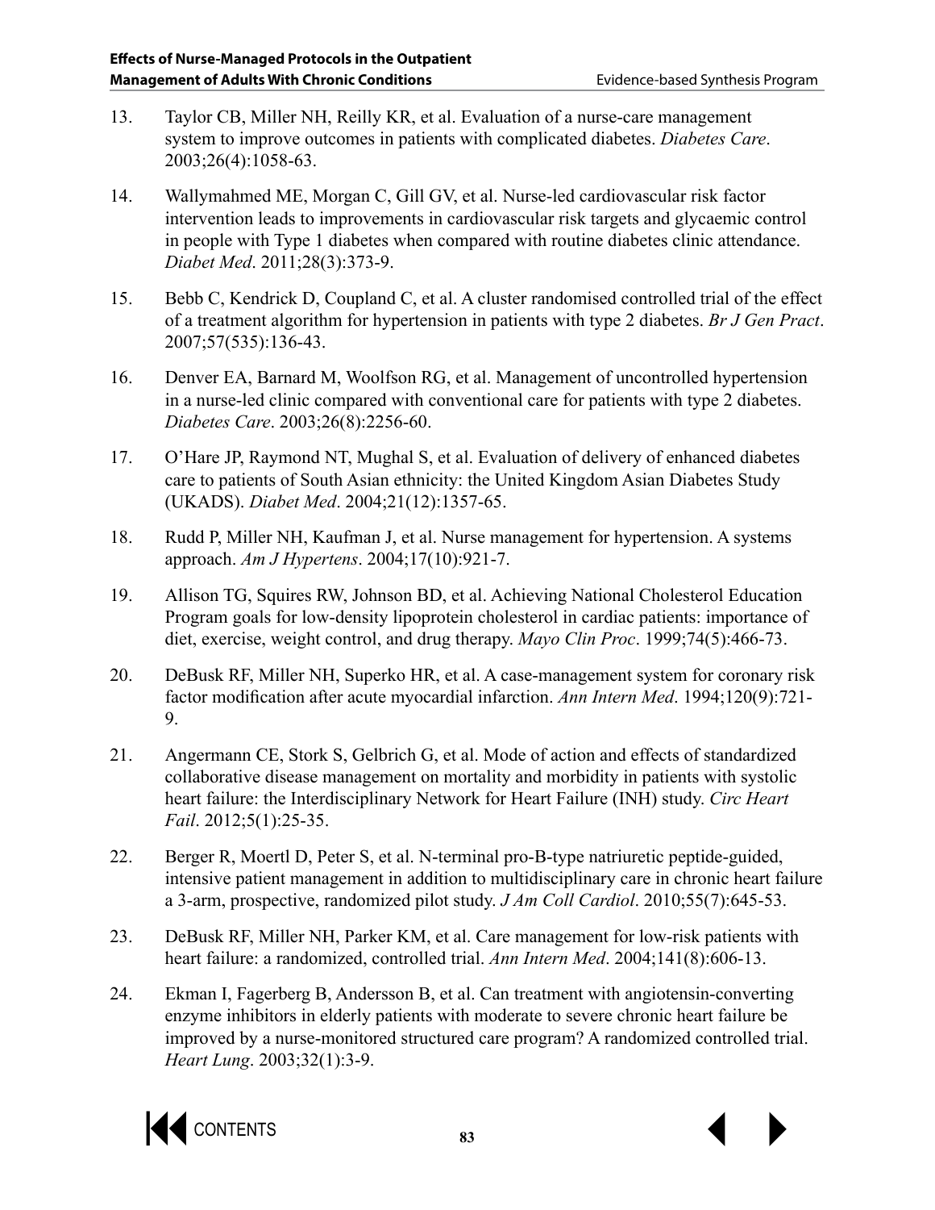13. Taylor CB, Miller NH, Reilly KR, et al. Evaluation of a nurse-care management system to improve outcomes in patients with complicated diabetes. *Diabetes Care*. 2003;26(4):1058-63.

14. Wallymahmed ME, Morgan C, Gill GV, et al. Nurse-led cardiovascular risk factor intervention leads to improvements in cardiovascular risk targets and glycaemic control in people with Type 1 diabetes when compared with routine diabetes clinic attendance. *Diabet Med*. 2011;28(3):373-9.

15. Bebb C, Kendrick D, Coupland C, et al. A cluster randomised controlled trial of the effect of a treatment algorithm for hypertension in patients with type 2 diabetes. *Br J Gen Pract*. 2007;57(535):136-43.

16. Denver EA, Barnard M, Woolfson RG, et al. Management of uncontrolled hypertension in a nurse-led clinic compared with conventional care for patients with type 2 diabetes. *Diabetes Care*. 2003;26(8):2256-60.

17. O'Hare JP, Raymond NT, Mughal S, et al. Evaluation of delivery of enhanced diabetes care to patients of South Asian ethnicity: the United Kingdom Asian Diabetes Study (UKADS). *Diabet Med*. 2004;21(12):1357-65.

18. Rudd P, Miller NH, Kaufman J, et al. Nurse management for hypertension. A systems approach. *Am J Hypertens*. 2004;17(10):921-7.

19. Allison TG, Squires RW, Johnson BD, et al. Achieving National Cholesterol Education Program goals for low-density lipoprotein cholesterol in cardiac patients: importance of diet, exercise, weight control, and drug therapy. *Mayo Clin Proc*. 1999;74(5):466-73.

20. DeBusk RF, Miller NH, Superko HR, et al. A case-management system for coronary risk factor modification after acute myocardial infarction. *Ann Intern Med*. 1994;120(9):721-9.

21. Angermann CE, Stork S, Gelbrich G, et al. Mode of action and effects of standardized collaborative disease management on mortality and morbidity in patients with systolic heart failure: the Interdisciplinary Network for Heart Failure (INH) study. *Circ Heart Fail*. 2012;5(1):25-35.

22. Berger R, Moertl D, Peter S, et al. N-terminal pro-B-type natriuretic peptide-guided, intensive patient management in addition to multidisciplinary care in chronic heart failure a 3-arm, prospective, randomized pilot study. *J Am Coll Cardiol*. 2010;55(7):645-53.

23. DeBusk RF, Miller NH, Parker KM, et al. Care management for low-risk patients with heart failure: a randomized, controlled trial. *Ann Intern Med*. 2004;141(8):606-13.

24. Ekman I, Fagerberg B, Andersson B, et al. Can treatment with angiotensin-converting enzyme inhibitors in elderly patients with moderate to severe chronic heart failure be improved by a nurse-monitored structured care program? A randomized controlled trial. *Heart Lung*. 2003;32(1):3-9.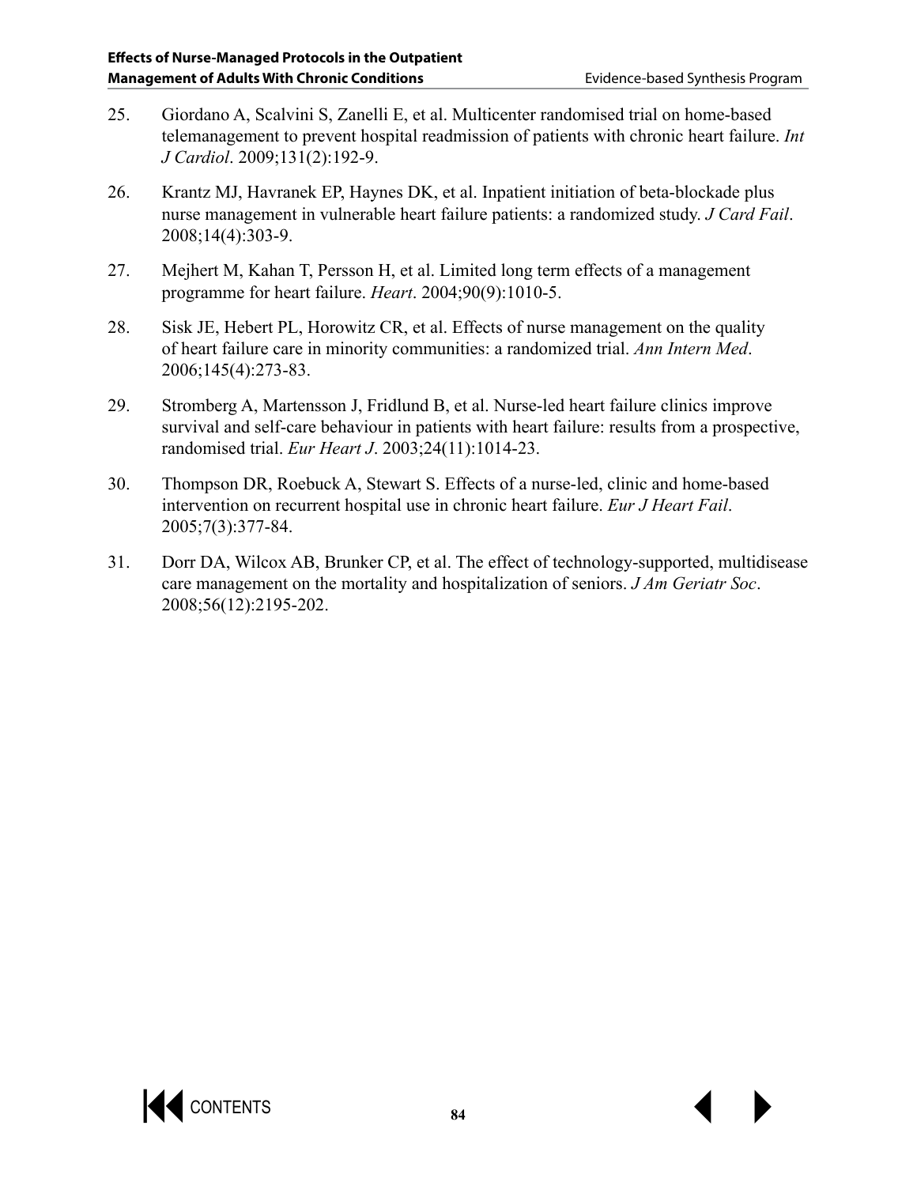25. Giordano A, Scalvini S, Zanelli E, et al. Multicenter randomised trial on home-based telemanagement to prevent hospital readmission of patients with chronic heart failure. *Int J Cardiol*. 2009;131(2):192-9.

26. Krantz MJ, Havranek EP, Haynes DK, et al. Inpatient initiation of beta-blockade plus nurse management in vulnerable heart failure patients: a randomized study. *J Card Fail*. 2008;14(4):303-9.

27. Mejhert M, Kahan T, Persson H, et al. Limited long term effects of a management programme for heart failure. *Heart*. 2004;90(9):1010-5.

28. Sisk JE, Hebert PL, Horowitz CR, et al. Effects of nurse management on the quality of heart failure care in minority communities: a randomized trial. *Ann Intern Med*. 2006;145(4):273-83.

29. Stromberg A, Martensson J, Fridlund B, et al. Nurse-led heart failure clinics improve survival and self-care behaviour in patients with heart failure: results from a prospective, randomised trial. *Eur Heart J*. 2003;24(11):1014-23.

30. Thompson DR, Roebuck A, Stewart S. Effects of a nurse-led, clinic and home-based intervention on recurrent hospital use in chronic heart failure. *Eur J Heart Fail*. 2005;7(3):377-84.

31. Dorr DA, Wilcox AB, Brunker CP, et al. The effect of technology-supported, multidisease care management on the mortality and hospitalization of seniors. *J Am Geriatr Soc*. 2008;56(12):2195-202.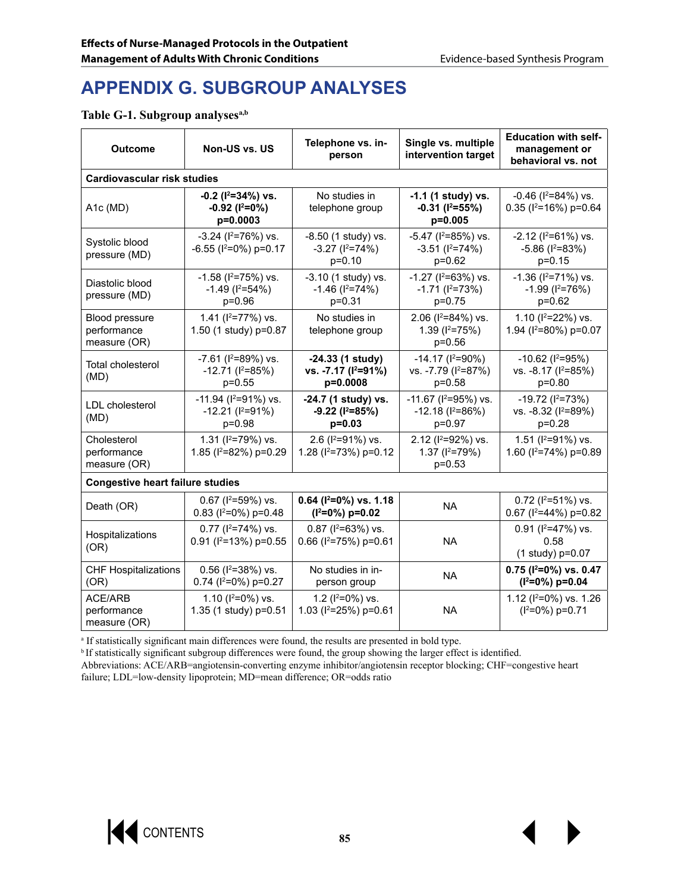# APPENDIX G. SUBGROUP ANALYSES

**Table G-1. Subgroup analyses[a,b]**

| Outcome | Non-US vs. US | Telephone vs. in-person | Single vs. multiple intervention target | Education with self-management or behavioral vs. not |
|---|---|---|---|---|
| **Cardiovascular risk studies** | | | | |
| A1c (MD) | **-0.2 ($I^2$=34%) vs. -0.92 ($I^2$=0%) p=0.0003** | No studies in telephone group | **-1.1 (1 study) vs. -0.31 ($I^2$=55%) p=0.005** | -0.46 ($I^2$=84%) vs. 0.35 ($I^2$=16%) p=0.64 |
| Systolic blood pressure (MD) | -3.24 ($I^2$=76%) vs. -6.55 ($I^2$=0%) p=0.17 | -8.50 (1 study) vs. -3.27 ($I^2$=74%) p=0.10 | -5.47 ($I^2$=85%) vs. -3.51 ($I^2$=74%) p=0.62 | -2.12 ($I^2$=61%) vs. -5.86 ($I^2$=83%) p=0.15 |
| Diastolic blood pressure (MD) | -1.58 ($I^2$=75%) vs. -1.49 ($I^2$=54%) p=0.96 | -3.10 (1 study) vs. -1.46 ($I^2$=74%) p=0.31 | -1.27 ($I^2$=63%) vs. -1.71 ($I^2$=73%) p=0.75 | -1.36 ($I^2$=71%) vs. -1.99 ($I^2$=76%) p=0.62 |
| Blood pressure performance measure (OR) | 1.41 ($I^2$=77%) vs. 1.50 (1 study) p=0.87 | No studies in telephone group | 2.06 ($I^2$=84%) vs. 1.39 ($I^2$=75%) p=0.56 | 1.10 ($I^2$=22%) vs. 1.94 ($I^2$=80%) p=0.07 |
| Total cholesterol (MD) | -7.61 ($I^2$=89%) vs. -12.71 ($I^2$=85%) p=0.55 | **-24.33 (1 study) vs. -7.17 ($I^2$=91%) p=0.0008** | -14.17 ($I^2$=90%) vs. -7.79 ($I^2$=87%) p=0.58 | -10.62 ($I^2$=95%) vs. -8.17 ($I^2$=85%) p=0.80 |
| LDL cholesterol (MD) | -11.94 ($I^2$=91%) vs. -12.21 ($I^2$=91%) p=0.98 | **-24.7 (1 study) vs. -9.22 ($I^2$=85%) p=0.03** | -11.67 ($I^2$=95%) vs. -12.18 ($I^2$=86%) p=0.97 | -19.72 ($I^2$=73%) vs. -8.32 ($I^2$=89%) p=0.28 |
| Cholesterol performance measure (OR) | 1.31 ($I^2$=79%) vs. 1.85 ($I^2$=82%) p=0.29 | 2.6 ($I^2$=91%) vs. 1.28 ($I^2$=73%) p=0.12 | 2.12 ($I^2$=92%) vs. 1.37 ($I^2$=79%) p=0.53 | 1.51 ($I^2$=91%) vs. 1.60 ($I^2$=74%) p=0.89 |
| **Congestive heart failure studies** | | | | |
| Death (OR) | 0.67 ($I^2$=59%) vs. 0.83 ($I^2$=0%) p=0.48 | **0.64 ($I^2$=0%) vs. 1.18 ($I^2$=0%) p=0.02** | NA | 0.72 ($I^2$=51%) vs. 0.67 ($I^2$=44%) p=0.82 |
| Hospitalizations (OR) | 0.77 ($I^2$=74%) vs. 0.91 ($I^2$=13%) p=0.55 | 0.87 ($I^2$=63%) vs. 0.66 ($I^2$=75%) p=0.61 | NA | 0.91 ($I^2$=47%) vs. 0.58 (1 study) p=0.07 |
| CHF Hospitalizations (OR) | 0.56 ($I^2$=38%) vs. 0.74 ($I^2$=0%) p=0.27 | No studies in in-person group | NA | **0.75 ($I^2$=0%) vs. 0.47 ($I^2$=0%) p=0.04** |
| ACE/ARB performance measure (OR) | 1.10 ($I^2$=0%) vs. 1.35 (1 study) p=0.51 | 1.2 ($I^2$=0%) vs. 1.03 ($I^2$=25%) p=0.61 | NA | 1.12 ($I^2$=0%) vs. 1.26 ($I^2$=0%) p=0.71 |

[a] If statistically significant main differences were found, the results are presented in bold type.
[b] If statistically significant subgroup differences were found, the group showing the larger effect is identified.
Abbreviations: ACE/ARB=angiotensin-converting enzyme inhibitor/angiotensin receptor blocking; CHF=congestive heart failure; LDL=low-density lipoprotein; MD=mean difference; OR=odds ratio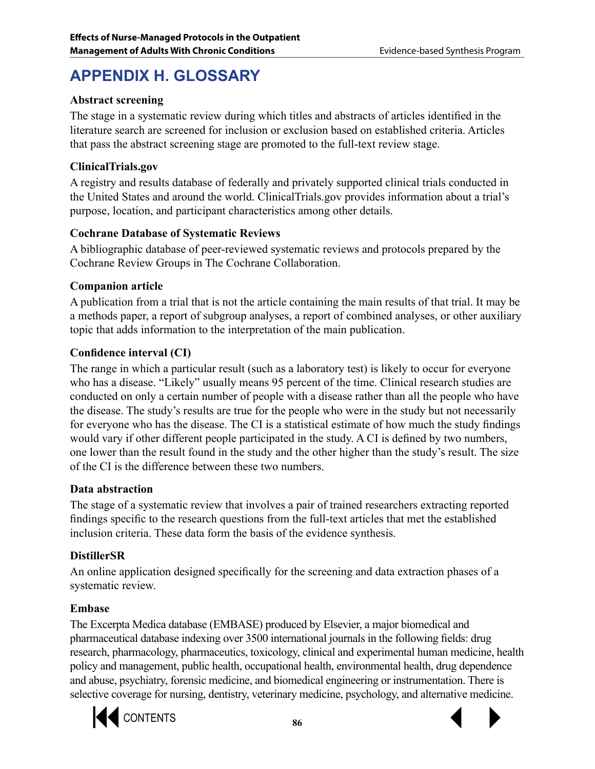# APPENDIX H. GLOSSARY

**Abstract screening**

The stage in a systematic review during which titles and abstracts of articles identified in the literature search are screened for inclusion or exclusion based on established criteria. Articles that pass the abstract screening stage are promoted to the full-text review stage.

**ClinicalTrials.gov**

A registry and results database of federally and privately supported clinical trials conducted in the United States and around the world. ClinicalTrials.gov provides information about a trial's purpose, location, and participant characteristics among other details.

**Cochrane Database of Systematic Reviews**

A bibliographic database of peer-reviewed systematic reviews and protocols prepared by the Cochrane Review Groups in The Cochrane Collaboration.

**Companion article**

A publication from a trial that is not the article containing the main results of that trial. It may be a methods paper, a report of subgroup analyses, a report of combined analyses, or other auxiliary topic that adds information to the interpretation of the main publication.

**Confidence interval (CI)**

The range in which a particular result (such as a laboratory test) is likely to occur for everyone who has a disease. "Likely" usually means 95 percent of the time. Clinical research studies are conducted on only a certain number of people with a disease rather than all the people who have the disease. The study's results are true for the people who were in the study but not necessarily for everyone who has the disease. The CI is a statistical estimate of how much the study findings would vary if other different people participated in the study. A CI is defined by two numbers, one lower than the result found in the study and the other higher than the study's result. The size of the CI is the difference between these two numbers.

**Data abstraction**

The stage of a systematic review that involves a pair of trained researchers extracting reported findings specific to the research questions from the full-text articles that met the established inclusion criteria. These data form the basis of the evidence synthesis.

**DistillerSR**

An online application designed specifically for the screening and data extraction phases of a systematic review.

**Embase**

The Excerpta Medica database (EMBASE) produced by Elsevier, a major biomedical and pharmaceutical database indexing over 3500 international journals in the following fields: drug research, pharmacology, pharmaceutics, toxicology, clinical and experimental human medicine, health policy and management, public health, occupational health, environmental health, drug dependence and abuse, psychiatry, forensic medicine, and biomedical engineering or instrumentation. There is selective coverage for nursing, dentistry, veterinary medicine, psychology, and alternative medicine.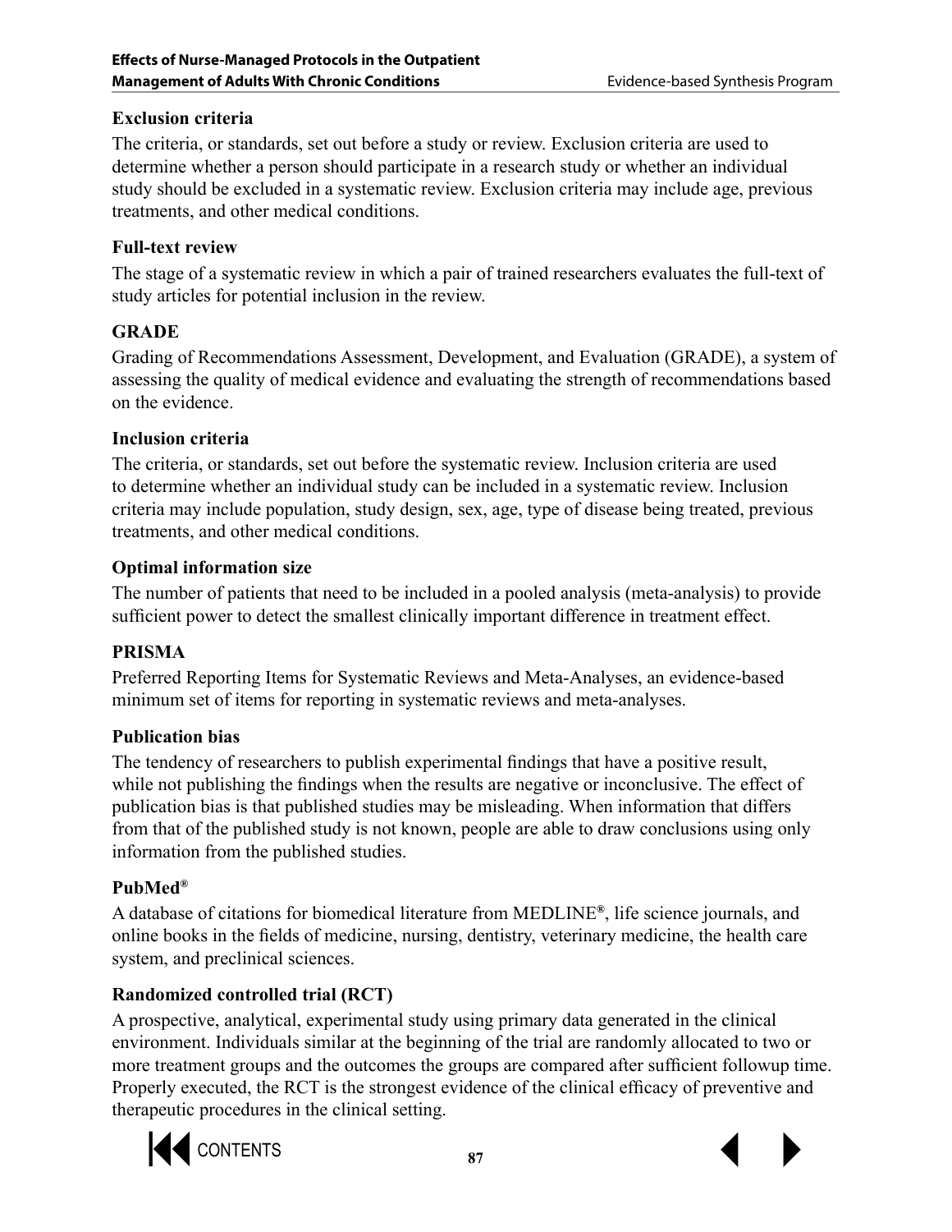**Exclusion criteria**

The criteria, or standards, set out before a study or review. Exclusion criteria are used to determine whether a person should participate in a research study or whether an individual study should be excluded in a systematic review. Exclusion criteria may include age, previous treatments, and other medical conditions.

**Full-text review**

The stage of a systematic review in which a pair of trained researchers evaluates the full-text of study articles for potential inclusion in the review.

**GRADE**

Grading of Recommendations Assessment, Development, and Evaluation (GRADE), a system of assessing the quality of medical evidence and evaluating the strength of recommendations based on the evidence.

**Inclusion criteria**

The criteria, or standards, set out before the systematic review. Inclusion criteria are used to determine whether an individual study can be included in a systematic review. Inclusion criteria may include population, study design, sex, age, type of disease being treated, previous treatments, and other medical conditions.

**Optimal information size**

The number of patients that need to be included in a pooled analysis (meta-analysis) to provide sufficient power to detect the smallest clinically important difference in treatment effect.

**PRISMA**

Preferred Reporting Items for Systematic Reviews and Meta-Analyses, an evidence-based minimum set of items for reporting in systematic reviews and meta-analyses.

**Publication bias**

The tendency of researchers to publish experimental findings that have a positive result, while not publishing the findings when the results are negative or inconclusive. The effect of publication bias is that published studies may be misleading. When information that differs from that of the published study is not known, people are able to draw conclusions using only information from the published studies.

**PubMed®**

A database of citations for biomedical literature from MEDLINE®, life science journals, and online books in the fields of medicine, nursing, dentistry, veterinary medicine, the health care system, and preclinical sciences.

**Randomized controlled trial (RCT)**

A prospective, analytical, experimental study using primary data generated in the clinical environment. Individuals similar at the beginning of the trial are randomly allocated to two or more treatment groups and the outcomes the groups are compared after sufficient followup time. Properly executed, the RCT is the strongest evidence of the clinical efficacy of preventive and therapeutic procedures in the clinical setting.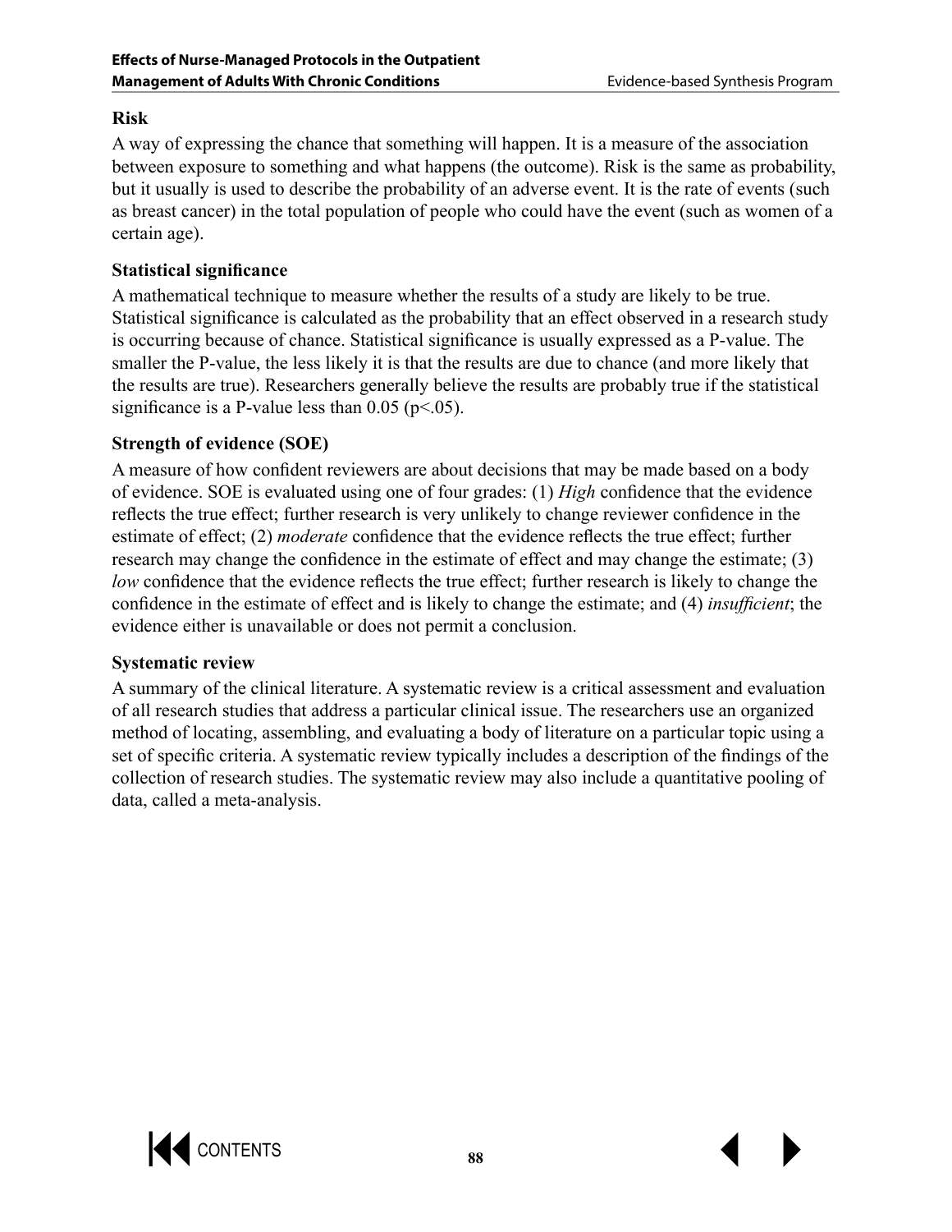**Risk**

A way of expressing the chance that something will happen. It is a measure of the association between exposure to something and what happens (the outcome). Risk is the same as probability, but it usually is used to describe the probability of an adverse event. It is the rate of events (such as breast cancer) in the total population of people who could have the event (such as women of a certain age).

**Statistical significance**

A mathematical technique to measure whether the results of a study are likely to be true. Statistical significance is calculated as the probability that an effect observed in a research study is occurring because of chance. Statistical significance is usually expressed as a P-value. The smaller the P-value, the less likely it is that the results are due to chance (and more likely that the results are true). Researchers generally believe the results are probably true if the statistical significance is a P-value less than 0.05 ($p<.05$).

**Strength of evidence (SOE)**

A measure of how confident reviewers are about decisions that may be made based on a body of evidence. SOE is evaluated using one of four grades: (1) *High* confidence that the evidence reflects the true effect; further research is very unlikely to change reviewer confidence in the estimate of effect; (2) *moderate* confidence that the evidence reflects the true effect; further research may change the confidence in the estimate of effect and may change the estimate; (3) *low* confidence that the evidence reflects the true effect; further research is likely to change the confidence in the estimate of effect and is likely to change the estimate; and (4) *insufficient*; the evidence either is unavailable or does not permit a conclusion.

**Systematic review**

A summary of the clinical literature. A systematic review is a critical assessment and evaluation of all research studies that address a particular clinical issue. The researchers use an organized method of locating, assembling, and evaluating a body of literature on a particular topic using a set of specific criteria. A systematic review typically includes a description of the findings of the collection of research studies. The systematic review may also include a quantitative pooling of data, called a meta-analysis.